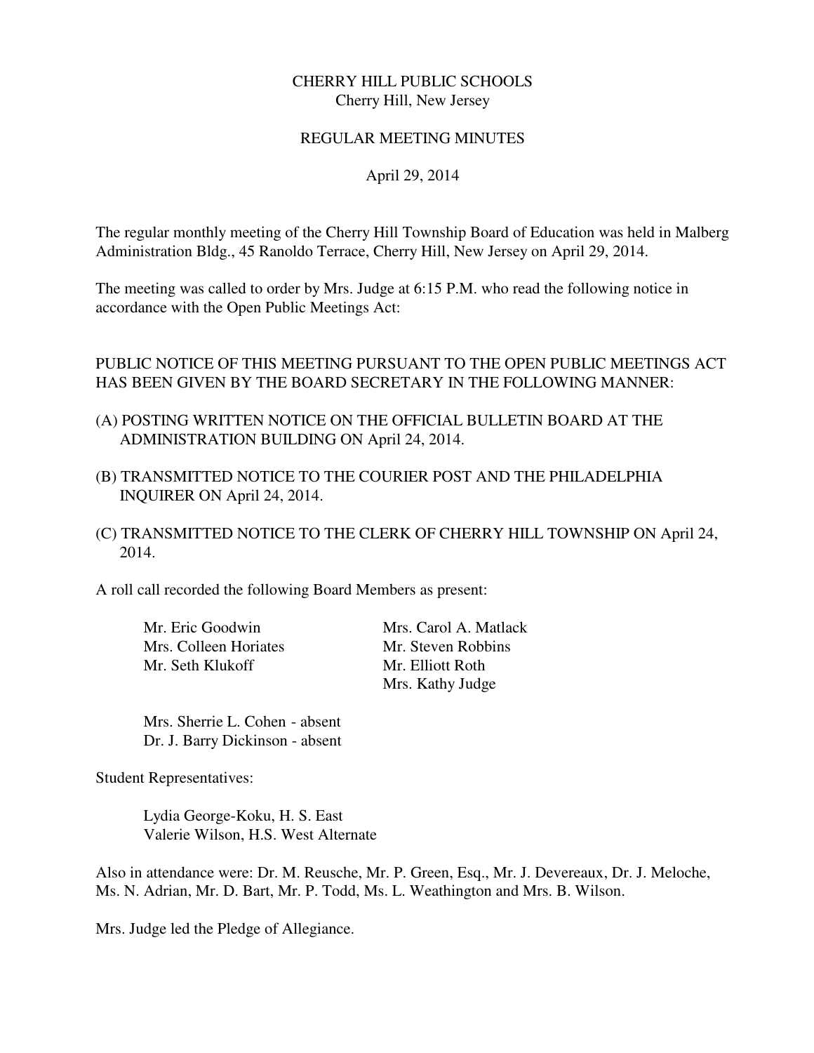CHERRY HILL PUBLIC SCHOOLS
Cherry Hill, New Jersey

REGULAR MEETING MINUTES

April 29, 2014

The regular monthly meeting of the Cherry Hill Township Board of Education was held in Malberg Administration Bldg., 45 Ranoldo Terrace, Cherry Hill, New Jersey on April 29, 2014.

The meeting was called to order by Mrs. Judge at 6:15 P.M. who read the following notice in accordance with the Open Public Meetings Act:

PUBLIC NOTICE OF THIS MEETING PURSUANT TO THE OPEN PUBLIC MEETINGS ACT HAS BEEN GIVEN BY THE BOARD SECRETARY IN THE FOLLOWING MANNER:

(A) POSTING WRITTEN NOTICE ON THE OFFICIAL BULLETIN BOARD AT THE ADMINISTRATION BUILDING ON April 24, 2014.

(B) TRANSMITTED NOTICE TO THE COURIER POST AND THE PHILADELPHIA INQUIRER ON April 24, 2014.

(C) TRANSMITTED NOTICE TO THE CLERK OF CHERRY HILL TOWNSHIP ON April 24, 2014.

A roll call recorded the following Board Members as present:

Mr. Eric Goodwin
Mrs. Colleen Horiates
Mr. Seth Klukoff
Mrs. Carol A. Matlack
Mr. Steven Robbins
Mr. Elliott Roth
Mrs. Kathy Judge

Mrs. Sherrie L. Cohen - absent
Dr. J. Barry Dickinson - absent

Student Representatives:

Lydia George-Koku, H. S. East
Valerie Wilson, H.S. West Alternate

Also in attendance were: Dr. M. Reusche, Mr. P. Green, Esq., Mr. J. Devereaux, Dr. J. Meloche, Ms. N. Adrian, Mr. D. Bart, Mr. P. Todd, Ms. L. Weathington and Mrs. B. Wilson.

Mrs. Judge led the Pledge of Allegiance.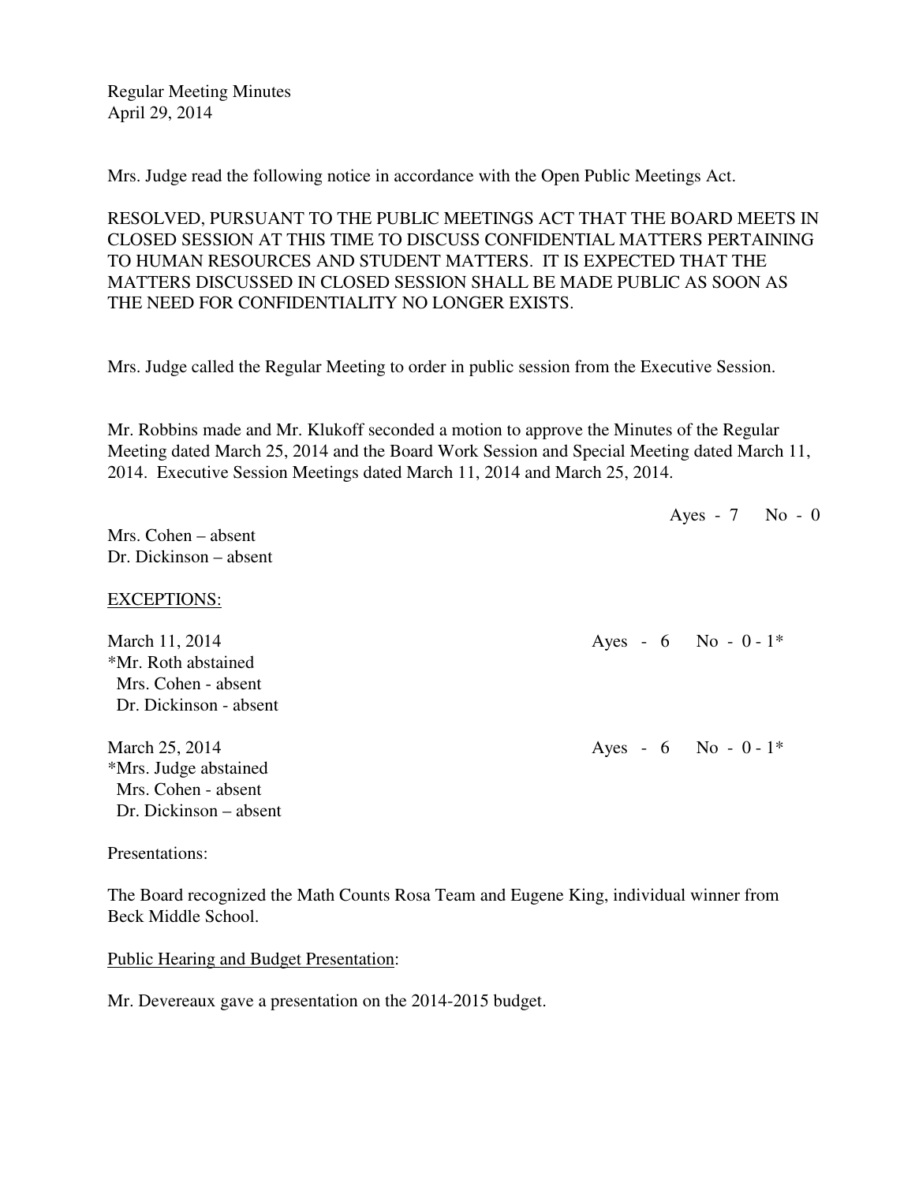Regular Meeting Minutes
April 29, 2014

Mrs. Judge read the following notice in accordance with the Open Public Meetings Act.

RESOLVED, PURSUANT TO THE PUBLIC MEETINGS ACT THAT THE BOARD MEETS IN CLOSED SESSION AT THIS TIME TO DISCUSS CONFIDENTIAL MATTERS PERTAINING TO HUMAN RESOURCES AND STUDENT MATTERS. IT IS EXPECTED THAT THE MATTERS DISCUSSED IN CLOSED SESSION SHALL BE MADE PUBLIC AS SOON AS THE NEED FOR CONFIDENTIALITY NO LONGER EXISTS.

Mrs. Judge called the Regular Meeting to order in public session from the Executive Session.

Mr. Robbins made and Mr. Klukoff seconded a motion to approve the Minutes of the Regular Meeting dated March 25, 2014 and the Board Work Session and Special Meeting dated March 11, 2014. Executive Session Meetings dated March 11, 2014 and March 25, 2014.

Ayes - 7 No - 0

Mrs. Cohen – absent
Dr. Dickinson – absent

<u>EXCEPTIONS:</u>

March 11, 2014 Ayes - 6 No - 0 - 1*
*Mr. Roth abstained
Mrs. Cohen - absent
Dr. Dickinson - absent

March 25, 2014 Ayes - 6 No - 0 - 1*
*Mrs. Judge abstained
Mrs. Cohen - absent
Dr. Dickinson – absent

Presentations:

The Board recognized the Math Counts Rosa Team and Eugene King, individual winner from Beck Middle School.

<u>Public Hearing and Budget Presentation</u>:

Mr. Devereaux gave a presentation on the 2014-2015 budget.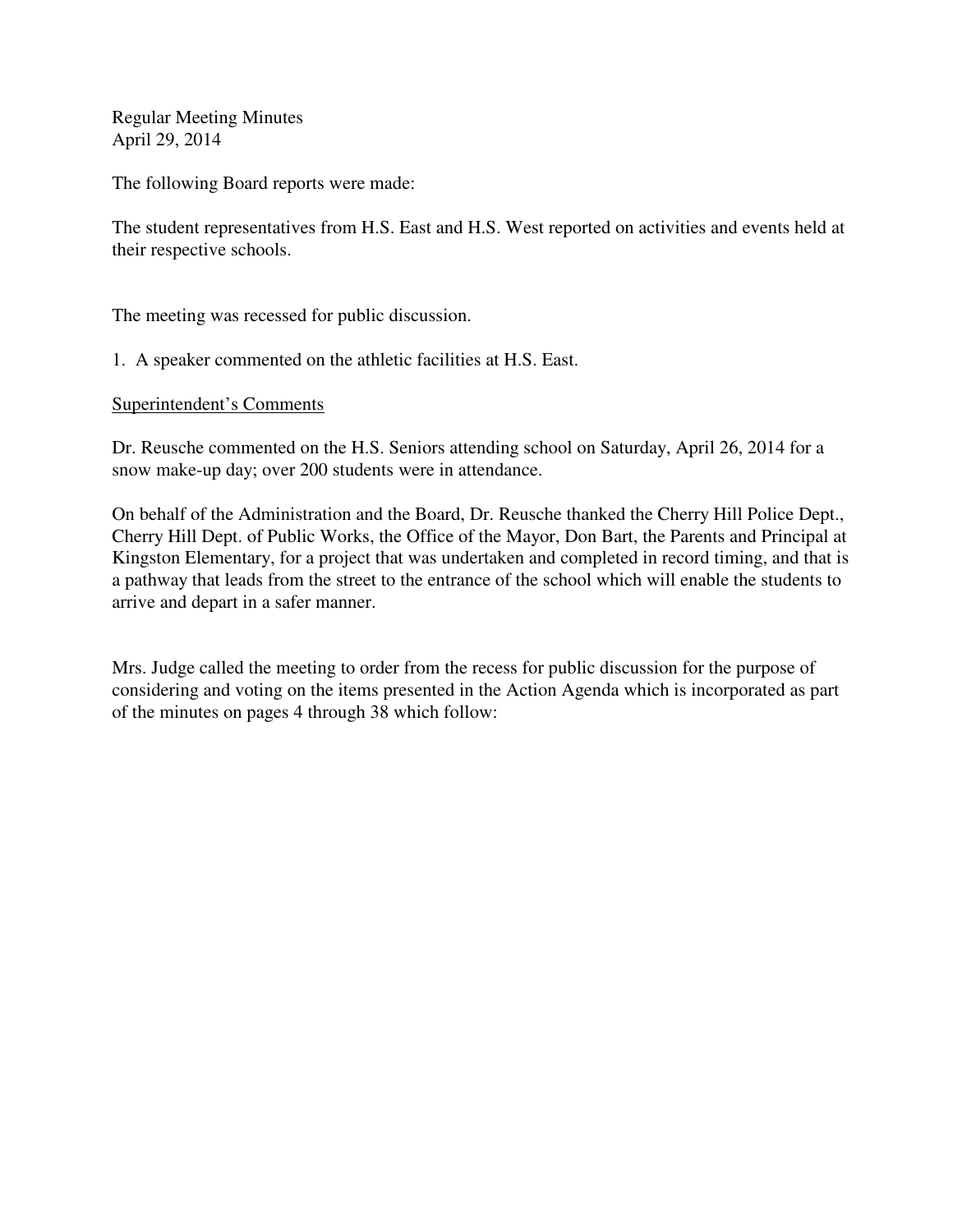Regular Meeting Minutes
April 29, 2014

The following Board reports were made:

The student representatives from H.S. East and H.S. West reported on activities and events held at their respective schools.

The meeting was recessed for public discussion.

1. A speaker commented on the athletic facilities at H.S. East.

<u>Superintendent's Comments</u>

Dr. Reusche commented on the H.S. Seniors attending school on Saturday, April 26, 2014 for a snow make-up day; over 200 students were in attendance.

On behalf of the Administration and the Board, Dr. Reusche thanked the Cherry Hill Police Dept., Cherry Hill Dept. of Public Works, the Office of the Mayor, Don Bart, the Parents and Principal at Kingston Elementary, for a project that was undertaken and completed in record timing, and that is a pathway that leads from the street to the entrance of the school which will enable the students to arrive and depart in a safer manner.

Mrs. Judge called the meeting to order from the recess for public discussion for the purpose of considering and voting on the items presented in the Action Agenda which is incorporated as part of the minutes on pages 4 through 38 which follow: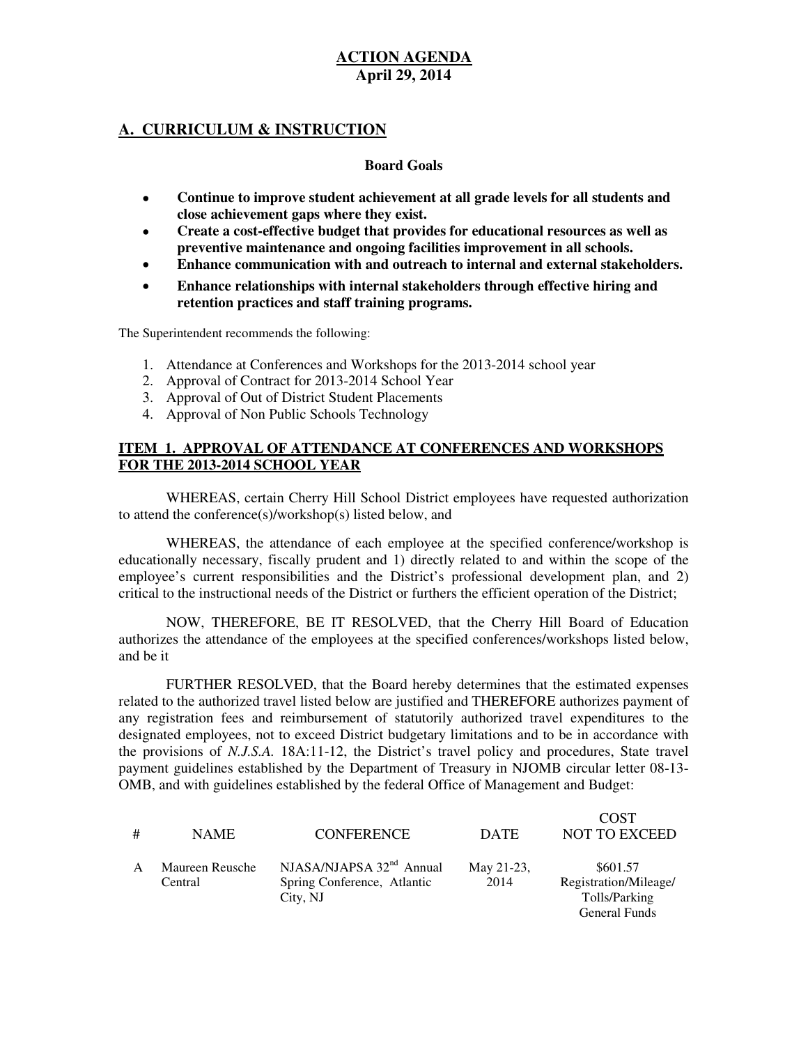**ACTION AGENDA**
**April 29, 2014**

## A. CURRICULUM & INSTRUCTION

**Board Goals**

- **Continue to improve student achievement at all grade levels for all students and close achievement gaps where they exist.**
- **Create a cost-effective budget that provides for educational resources as well as preventive maintenance and ongoing facilities improvement in all schools.**
- **Enhance communication with and outreach to internal and external stakeholders.**
- **Enhance relationships with internal stakeholders through effective hiring and retention practices and staff training programs.**

The Superintendent recommends the following:

1. Attendance at Conferences and Workshops for the 2013-2014 school year
2. Approval of Contract for 2013-2014 School Year
3. Approval of Out of District Student Placements
4. Approval of Non Public Schools Technology

### ITEM 1. APPROVAL OF ATTENDANCE AT CONFERENCES AND WORKSHOPS FOR THE 2013-2014 SCHOOL YEAR

WHEREAS, certain Cherry Hill School District employees have requested authorization to attend the conference(s)/workshop(s) listed below, and

WHEREAS, the attendance of each employee at the specified conference/workshop is educationally necessary, fiscally prudent and 1) directly related to and within the scope of the employee's current responsibilities and the District's professional development plan, and 2) critical to the instructional needs of the District or furthers the efficient operation of the District;

NOW, THEREFORE, BE IT RESOLVED, that the Cherry Hill Board of Education authorizes the attendance of the employees at the specified conferences/workshops listed below, and be it

FURTHER RESOLVED, that the Board hereby determines that the estimated expenses related to the authorized travel listed below are justified and THEREFORE authorizes payment of any registration fees and reimbursement of statutorily authorized travel expenditures to the designated employees, not to exceed District budgetary limitations and to be in accordance with the provisions of *N.J.S.A.* 18A:11-12, the District's travel policy and procedures, State travel payment guidelines established by the Department of Treasury in NJOMB circular letter 08-13-OMB, and with guidelines established by the federal Office of Management and Budget:

| # | NAME | CONFERENCE | DATE | COST NOT TO EXCEED |
|---|---|---|---|---|
| A | Maureen Reusche Central | NJASA/NJAPSA 32nd Annual Spring Conference, Atlantic City, NJ | May 21-23, 2014 | $601.57 Registration/Mileage/ Tolls/Parking General Funds |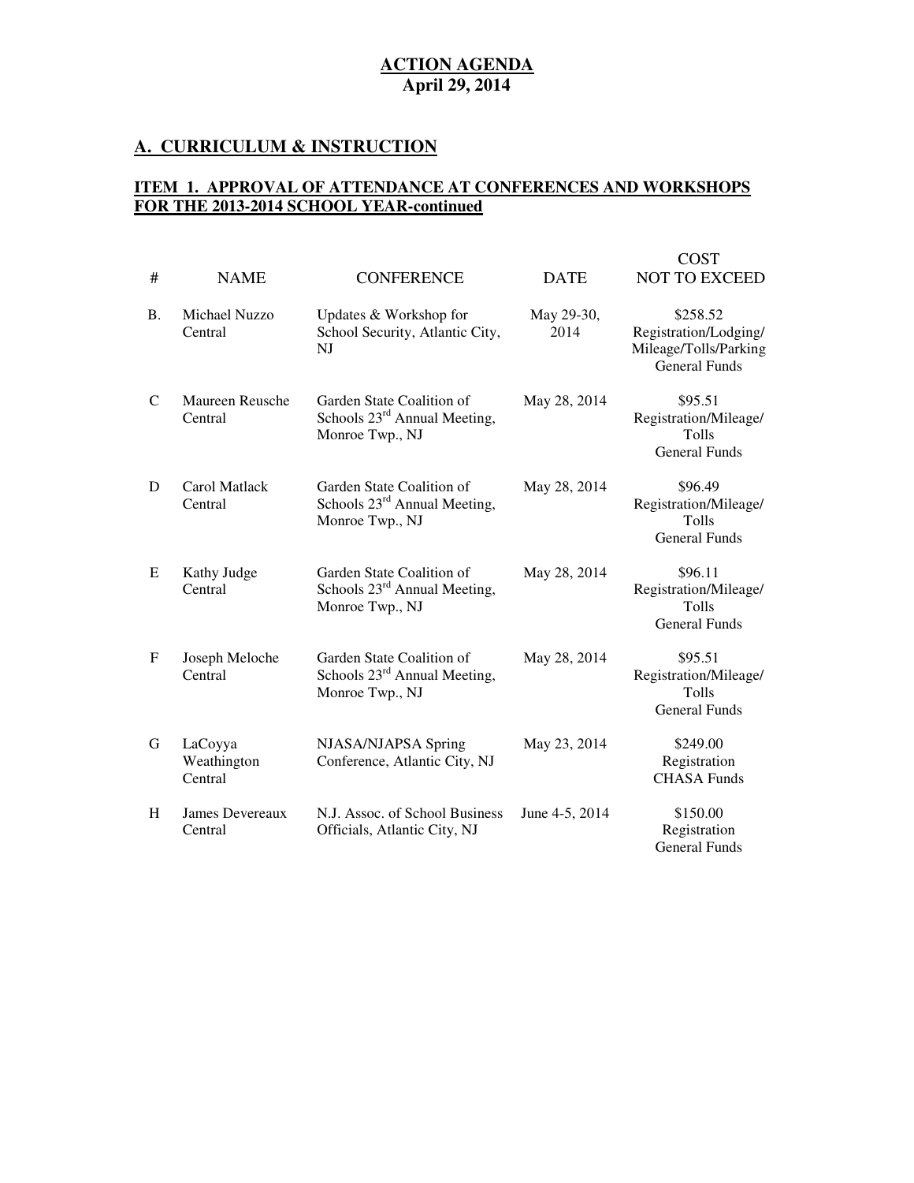**ACTION AGENDA**
**April 29, 2014**

## A. CURRICULUM & INSTRUCTION

### ITEM 1. APPROVAL OF ATTENDANCE AT CONFERENCES AND WORKSHOPS FOR THE 2013-2014 SCHOOL YEAR-continued

| # | NAME | CONFERENCE | DATE | COST NOT TO EXCEED |
|---|---|---|---|---|
| B. | Michael Nuzzo Central | Updates & Workshop for School Security, Atlantic City, NJ | May 29-30, 2014 | \$258.52 Registration/Lodging/ Mileage/Tolls/Parking General Funds |
| C | Maureen Reusche Central | Garden State Coalition of Schools 23rd Annual Meeting, Monroe Twp., NJ | May 28, 2014 | \$95.51 Registration/Mileage/ Tolls General Funds |
| D | Carol Matlack Central | Garden State Coalition of Schools 23rd Annual Meeting, Monroe Twp., NJ | May 28, 2014 | \$96.49 Registration/Mileage/ Tolls General Funds |
| E | Kathy Judge Central | Garden State Coalition of Schools 23rd Annual Meeting, Monroe Twp., NJ | May 28, 2014 | \$96.11 Registration/Mileage/ Tolls General Funds |
| F | Joseph Meloche Central | Garden State Coalition of Schools 23rd Annual Meeting, Monroe Twp., NJ | May 28, 2014 | \$95.51 Registration/Mileage/ Tolls General Funds |
| G | LaCoyya Weathington Central | NJASA/NJAPSA Spring Conference, Atlantic City, NJ | May 23, 2014 | \$249.00 Registration CHASA Funds |
| H | James Devereaux Central | N.J. Assoc. of School Business Officials, Atlantic City, NJ | June 4-5, 2014 | \$150.00 Registration General Funds |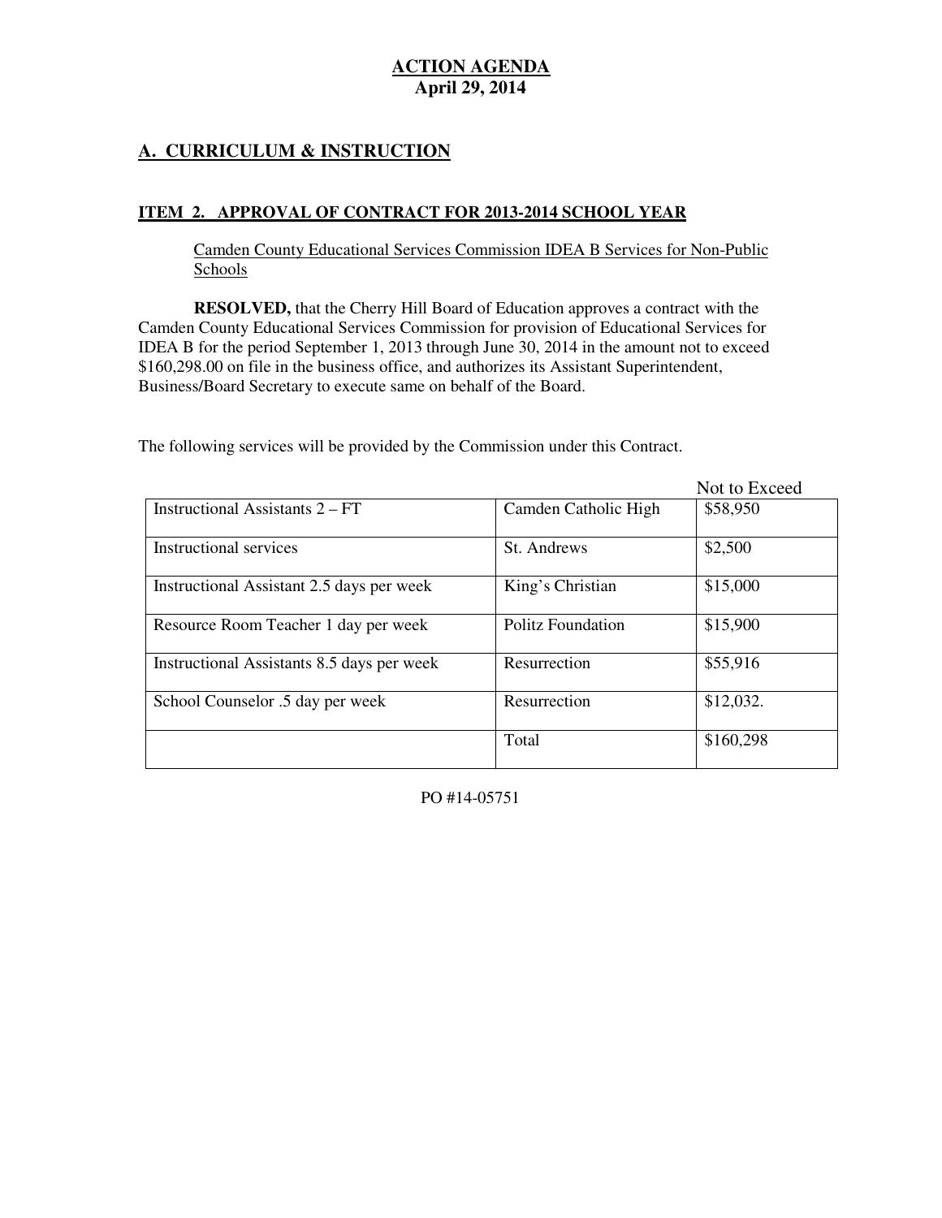# ACTION AGENDA
**April 29, 2014**

## A. CURRICULUM & INSTRUCTION

### ITEM 2. APPROVAL OF CONTRACT FOR 2013-2014 SCHOOL YEAR

Camden County Educational Services Commission IDEA B Services for Non-Public Schools

**RESOLVED,** that the Cherry Hill Board of Education approves a contract with the Camden County Educational Services Commission for provision of Educational Services for IDEA B for the period September 1, 2013 through June 30, 2014 in the amount not to exceed $160,298.00 on file in the business office, and authorizes its Assistant Superintendent, Business/Board Secretary to execute same on behalf of the Board.

The following services will be provided by the Commission under this Contract.

| | | Not to Exceed |
|---|---|---|
| Instructional Assistants 2 – FT | Camden Catholic High | $58,950 |
| Instructional services | St. Andrews | $2,500 |
| Instructional Assistant 2.5 days per week | King's Christian | $15,000 |
| Resource Room Teacher 1 day per week | Politz Foundation | $15,900 |
| Instructional Assistants 8.5 days per week | Resurrection | $55,916 |
| School Counselor .5 day per week | Resurrection | $12,032. |
| | Total | $160,298 |

PO #14-05751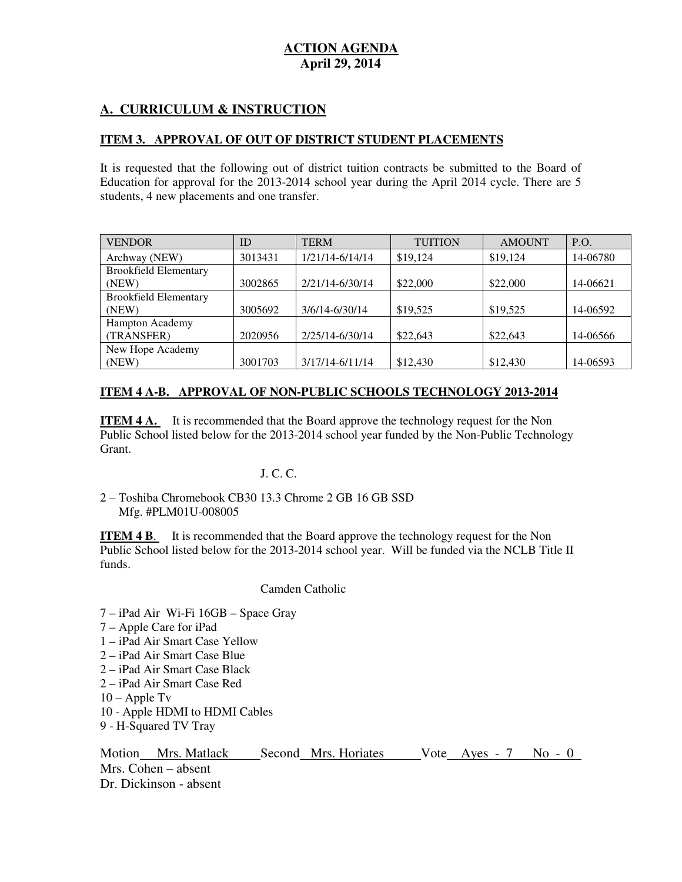# ACTION AGENDA
## April 29, 2014

## A. CURRICULUM & INSTRUCTION

### ITEM 3. APPROVAL OF OUT OF DISTRICT STUDENT PLACEMENTS

It is requested that the following out of district tuition contracts be submitted to the Board of Education for approval for the 2013-2014 school year during the April 2014 cycle. There are 5 students, 4 new placements and one transfer.

| VENDOR | ID | TERM | TUITION | AMOUNT | P.O. |
|---|---|---|---|---|---|
| Archway (NEW) | 3013431 | 1/21/14-6/14/14 | $19,124 | $19,124 | 14-06780 |
| Brookfield Elementary (NEW) | 3002865 | 2/21/14-6/30/14 | $22,000 | $22,000 | 14-06621 |
| Brookfield Elementary (NEW) | 3005692 | 3/6/14-6/30/14 | $19,525 | $19,525 | 14-06592 |
| Hampton Academy (TRANSFER) | 2020956 | 2/25/14-6/30/14 | $22,643 | $22,643 | 14-06566 |
| New Hope Academy (NEW) | 3001703 | 3/17/14-6/11/14 | $12,430 | $12,430 | 14-06593 |

### ITEM 4 A-B. APPROVAL OF NON-PUBLIC SCHOOLS TECHNOLOGY 2013-2014

**ITEM 4 A.** It is recommended that the Board approve the technology request for the Non Public School listed below for the 2013-2014 school year funded by the Non-Public Technology Grant.

J. C. C.

2 – Toshiba Chromebook CB30 13.3 Chrome 2 GB 16 GB SSD
Mfg. #PLM01U-008005

**ITEM 4 B**. It is recommended that the Board approve the technology request for the Non Public School listed below for the 2013-2014 school year. Will be funded via the NCLB Title II funds.

Camden Catholic

7 – iPad Air Wi-Fi 16GB – Space Gray
7 – Apple Care for iPad
1 – iPad Air Smart Case Yellow
2 – iPad Air Smart Case Blue
2 – iPad Air Smart Case Black
2 – iPad Air Smart Case Red
10 – Apple Tv
10 - Apple HDMI to HDMI Cables
9 - H-Squared TV Tray

Motion Mrs. Matlack Second Mrs. Horiates Vote Ayes - 7 No - 0
Mrs. Cohen – absent
Dr. Dickinson - absent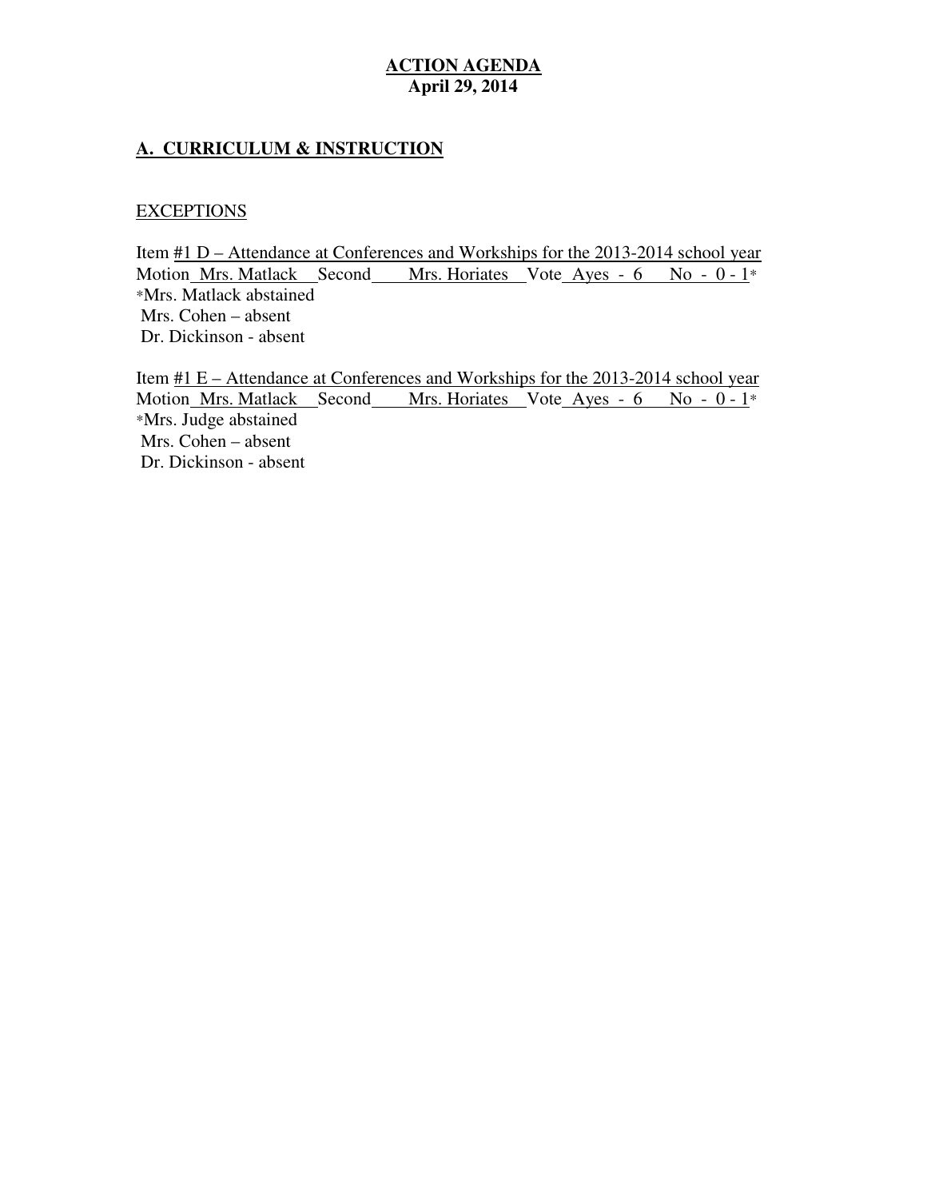**ACTION AGENDA**
**April 29, 2014**

## A. CURRICULUM & INSTRUCTION

EXCEPTIONS

Item #1 D – Attendance at Conferences and Workshops for the 2013-2014 school year
Motion Mrs. Matlack Second Mrs. Horiates Vote Ayes - 6 No - 0 - 1*
*Mrs. Matlack abstained
Mrs. Cohen – absent
Dr. Dickinson - absent

Item #1 E – Attendance at Conferences and Workshops for the 2013-2014 school year
Motion Mrs. Matlack Second Mrs. Horiates Vote Ayes - 6 No - 0 - 1*
*Mrs. Judge abstained
Mrs. Cohen – absent
Dr. Dickinson - absent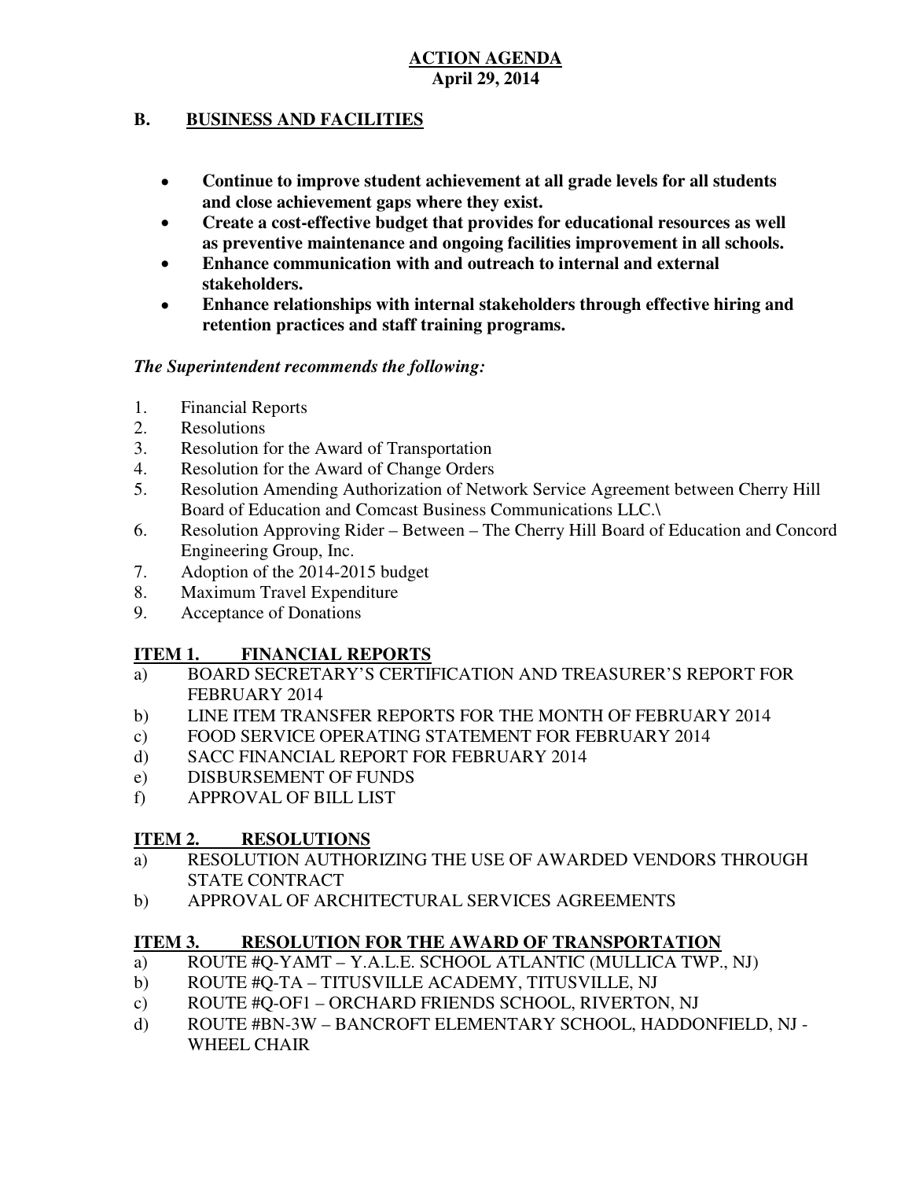**ACTION AGENDA**
**April 29, 2014**

## B. BUSINESS AND FACILITIES

- **Continue to improve student achievement at all grade levels for all students and close achievement gaps where they exist.**
- **Create a cost-effective budget that provides for educational resources as well as preventive maintenance and ongoing facilities improvement in all schools.**
- **Enhance communication with and outreach to internal and external stakeholders.**
- **Enhance relationships with internal stakeholders through effective hiring and retention practices and staff training programs.**

***The Superintendent recommends the following:***

1. Financial Reports
2. Resolutions
3. Resolution for the Award of Transportation
4. Resolution for the Award of Change Orders
5. Resolution Amending Authorization of Network Service Agreement between Cherry Hill Board of Education and Comcast Business Communications LLC.\
6. Resolution Approving Rider – Between – The Cherry Hill Board of Education and Concord Engineering Group, Inc.
7. Adoption of the 2014-2015 budget
8. Maximum Travel Expenditure
9. Acceptance of Donations

### ITEM 1. FINANCIAL REPORTS

a) BOARD SECRETARY'S CERTIFICATION AND TREASURER'S REPORT FOR FEBRUARY 2014
b) LINE ITEM TRANSFER REPORTS FOR THE MONTH OF FEBRUARY 2014
c) FOOD SERVICE OPERATING STATEMENT FOR FEBRUARY 2014
d) SACC FINANCIAL REPORT FOR FEBRUARY 2014
e) DISBURSEMENT OF FUNDS
f) APPROVAL OF BILL LIST

### ITEM 2. RESOLUTIONS

a) RESOLUTION AUTHORIZING THE USE OF AWARDED VENDORS THROUGH STATE CONTRACT
b) APPROVAL OF ARCHITECTURAL SERVICES AGREEMENTS

### ITEM 3. RESOLUTION FOR THE AWARD OF TRANSPORTATION

a) ROUTE #Q-YAMT – Y.A.L.E. SCHOOL ATLANTIC (MULLICA TWP., NJ)
b) ROUTE #Q-TA – TITUSVILLE ACADEMY, TITUSVILLE, NJ
c) ROUTE #Q-OF1 – ORCHARD FRIENDS SCHOOL, RIVERTON, NJ
d) ROUTE #BN-3W – BANCROFT ELEMENTARY SCHOOL, HADDONFIELD, NJ - WHEEL CHAIR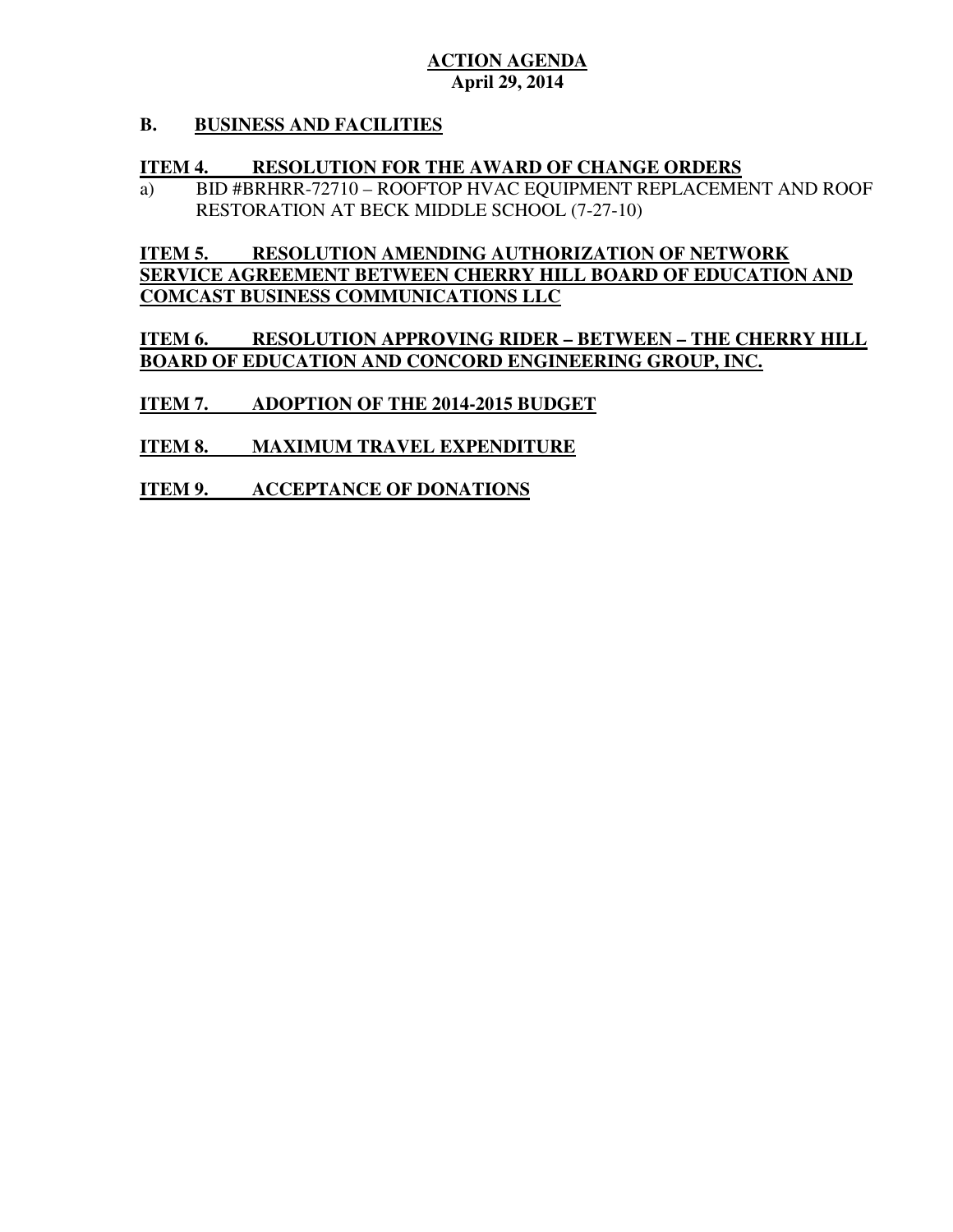**ACTION AGENDA**
**April 29, 2014**

## B. BUSINESS AND FACILITIES

### ITEM 4. RESOLUTION FOR THE AWARD OF CHANGE ORDERS

a) BID #BRHRR-72710 – ROOFTOP HVAC EQUIPMENT REPLACEMENT AND ROOF RESTORATION AT BECK MIDDLE SCHOOL (7-27-10)

### ITEM 5. RESOLUTION AMENDING AUTHORIZATION OF NETWORK SERVICE AGREEMENT BETWEEN CHERRY HILL BOARD OF EDUCATION AND COMCAST BUSINESS COMMUNICATIONS LLC

### ITEM 6. RESOLUTION APPROVING RIDER – BETWEEN – THE CHERRY HILL BOARD OF EDUCATION AND CONCORD ENGINEERING GROUP, INC.

### ITEM 7. ADOPTION OF THE 2014-2015 BUDGET

### ITEM 8. MAXIMUM TRAVEL EXPENDITURE

### ITEM 9. ACCEPTANCE OF DONATIONS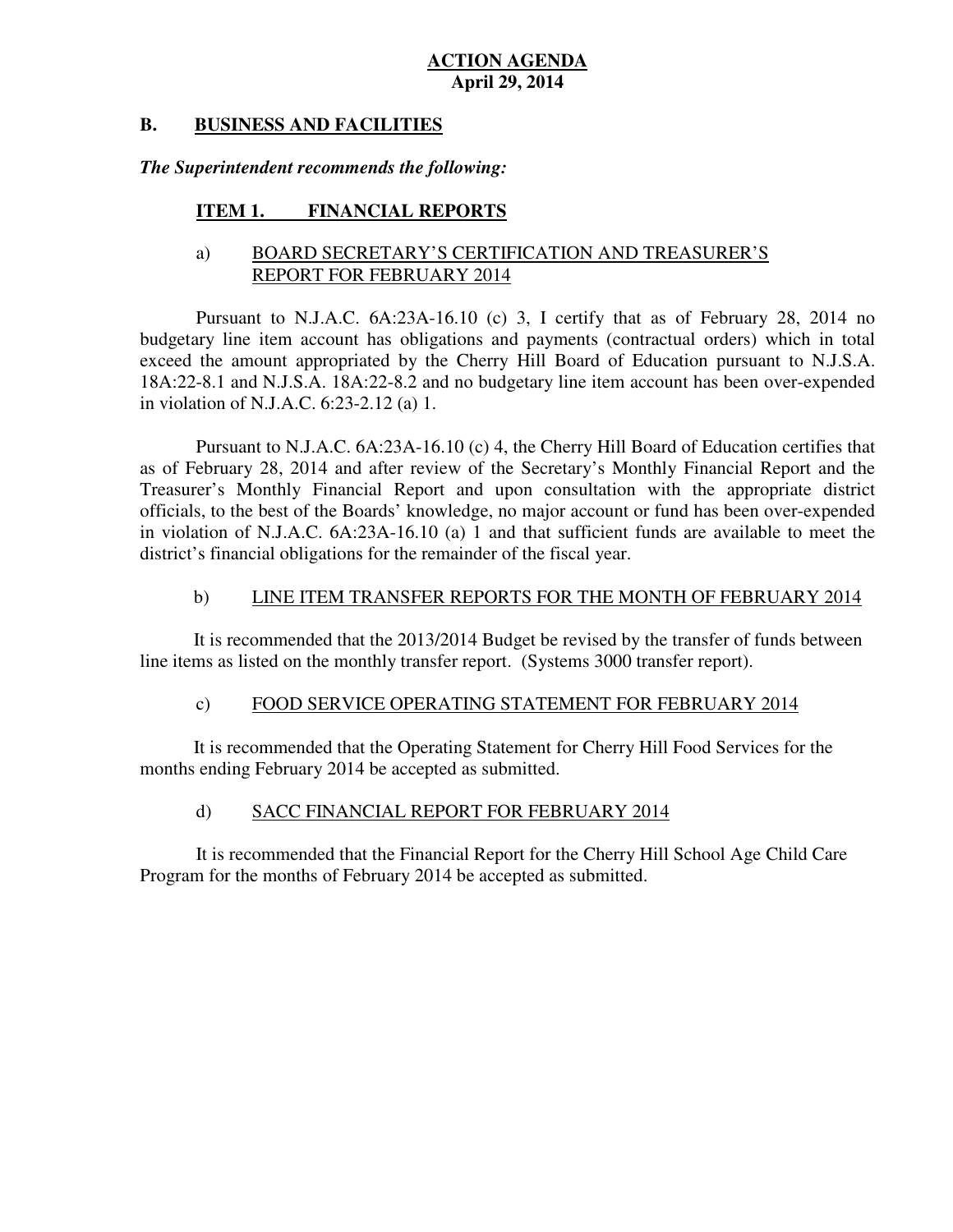**ACTION AGENDA**
**April 29, 2014**

## B. BUSINESS AND FACILITIES

***The Superintendent recommends the following:***

### ITEM 1. FINANCIAL REPORTS

a) BOARD SECRETARY'S CERTIFICATION AND TREASURER'S REPORT FOR FEBRUARY 2014

Pursuant to N.J.A.C. 6A:23A-16.10 (c) 3, I certify that as of February 28, 2014 no budgetary line item account has obligations and payments (contractual orders) which in total exceed the amount appropriated by the Cherry Hill Board of Education pursuant to N.J.S.A. 18A:22-8.1 and N.J.S.A. 18A:22-8.2 and no budgetary line item account has been over-expended in violation of N.J.A.C. 6:23-2.12 (a) 1.

Pursuant to N.J.A.C. 6A:23A-16.10 (c) 4, the Cherry Hill Board of Education certifies that as of February 28, 2014 and after review of the Secretary's Monthly Financial Report and the Treasurer's Monthly Financial Report and upon consultation with the appropriate district officials, to the best of the Boards' knowledge, no major account or fund has been over-expended in violation of N.J.A.C. 6A:23A-16.10 (a) 1 and that sufficient funds are available to meet the district's financial obligations for the remainder of the fiscal year.

b) LINE ITEM TRANSFER REPORTS FOR THE MONTH OF FEBRUARY 2014

It is recommended that the 2013/2014 Budget be revised by the transfer of funds between line items as listed on the monthly transfer report. (Systems 3000 transfer report).

c) FOOD SERVICE OPERATING STATEMENT FOR FEBRUARY 2014

It is recommended that the Operating Statement for Cherry Hill Food Services for the months ending February 2014 be accepted as submitted.

d) SACC FINANCIAL REPORT FOR FEBRUARY 2014

It is recommended that the Financial Report for the Cherry Hill School Age Child Care Program for the months of February 2014 be accepted as submitted.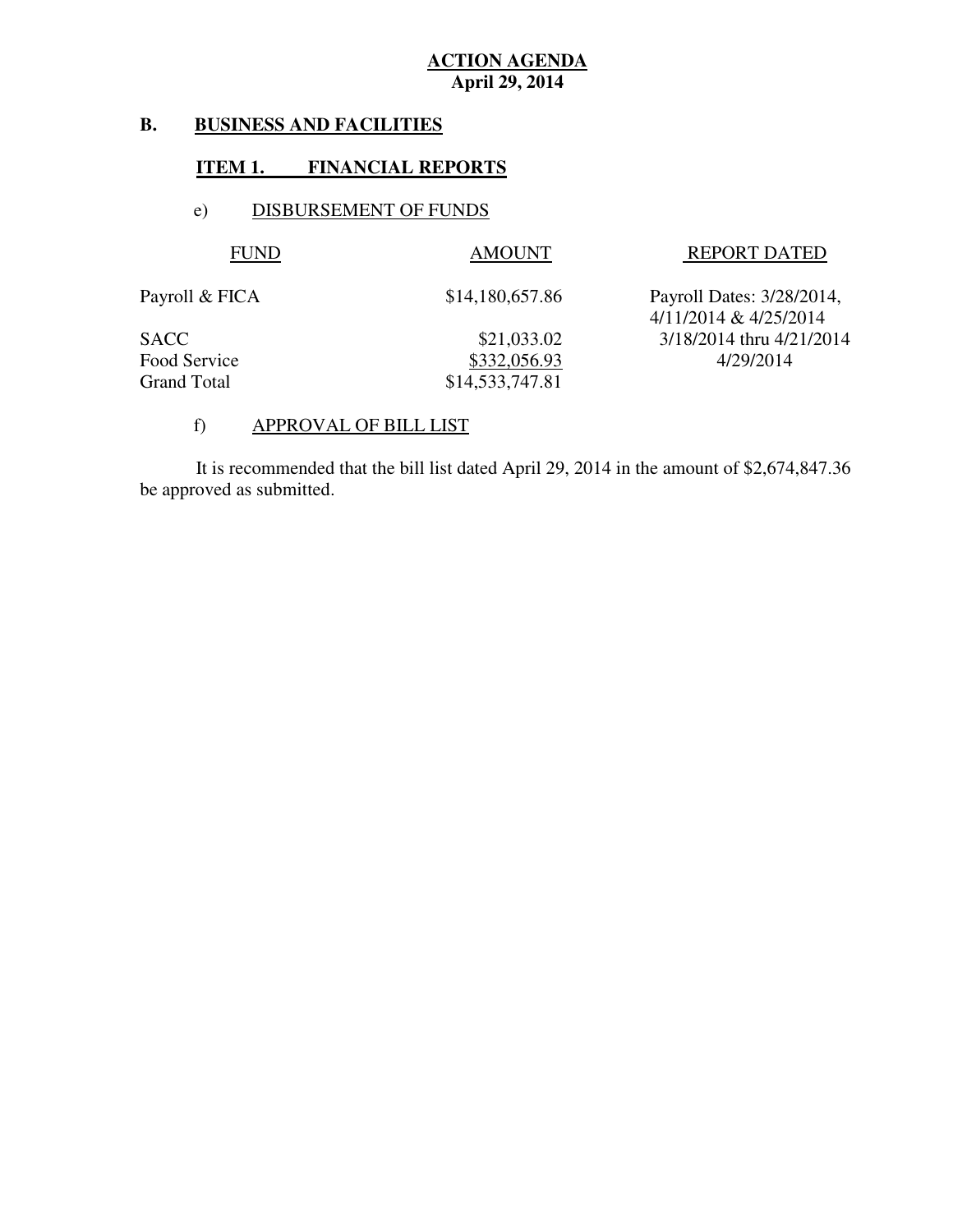**ACTION AGENDA**
**April 29, 2014**

## B. BUSINESS AND FACILITIES

### ITEM 1. FINANCIAL REPORTS

e) DISBURSEMENT OF FUNDS

| FUND | AMOUNT | REPORT DATED |
|---|---|---|
| Payroll & FICA | $14,180,657.86 | Payroll Dates: 3/28/2014, 4/11/2014 & 4/25/2014 |
| SACC | $21,033.02 | 3/18/2014 thru 4/21/2014 |
| Food Service | $332,056.93 | 4/29/2014 |
| Grand Total | $14,533,747.81 | |

f) APPROVAL OF BILL LIST

It is recommended that the bill list dated April 29, 2014 in the amount of $2,674,847.36 be approved as submitted.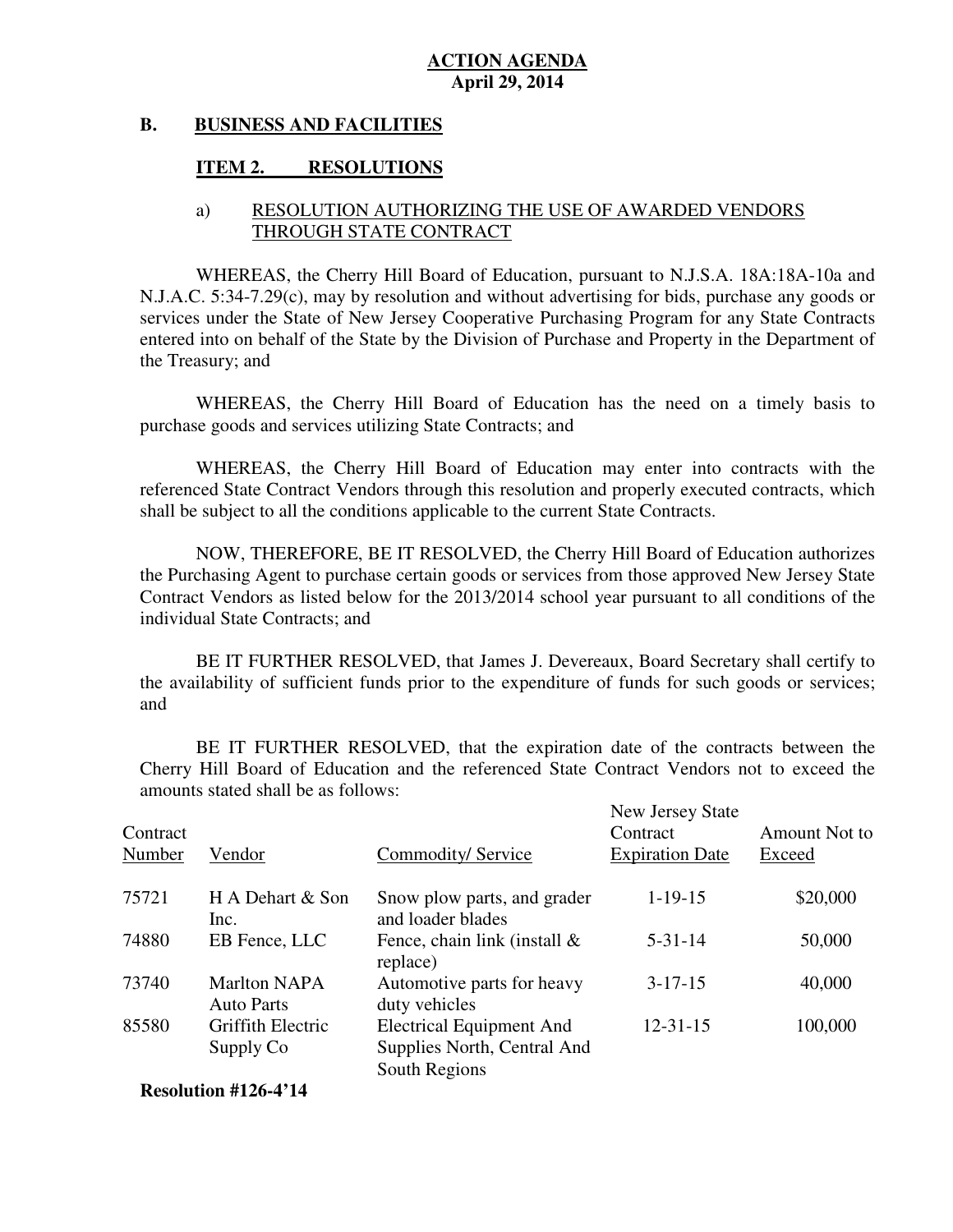**ACTION AGENDA**
**April 29, 2014**

## B. BUSINESS AND FACILITIES

### ITEM 2. RESOLUTIONS

a) RESOLUTION AUTHORIZING THE USE OF AWARDED VENDORS THROUGH STATE CONTRACT

WHEREAS, the Cherry Hill Board of Education, pursuant to N.J.S.A. 18A:18A-10a and N.J.A.C. 5:34-7.29(c), may by resolution and without advertising for bids, purchase any goods or services under the State of New Jersey Cooperative Purchasing Program for any State Contracts entered into on behalf of the State by the Division of Purchase and Property in the Department of the Treasury; and

WHEREAS, the Cherry Hill Board of Education has the need on a timely basis to purchase goods and services utilizing State Contracts; and

WHEREAS, the Cherry Hill Board of Education may enter into contracts with the referenced State Contract Vendors through this resolution and properly executed contracts, which shall be subject to all the conditions applicable to the current State Contracts.

NOW, THEREFORE, BE IT RESOLVED, the Cherry Hill Board of Education authorizes the Purchasing Agent to purchase certain goods or services from those approved New Jersey State Contract Vendors as listed below for the 2013/2014 school year pursuant to all conditions of the individual State Contracts; and

BE IT FURTHER RESOLVED, that James J. Devereaux, Board Secretary shall certify to the availability of sufficient funds prior to the expenditure of funds for such goods or services; and

BE IT FURTHER RESOLVED, that the expiration date of the contracts between the Cherry Hill Board of Education and the referenced State Contract Vendors not to exceed the amounts stated shall be as follows:

| Contract Number | Vendor | Commodity/ Service | New Jersey State Contract Expiration Date | Amount Not to Exceed |
|---|---|---|---|---|
| 75721 | H A Dehart & Son Inc. | Snow plow parts, and grader and loader blades | 1-19-15 | $20,000 |
| 74880 | EB Fence, LLC | Fence, chain link (install & replace) | 5-31-14 | 50,000 |
| 73740 | Marlton NAPA Auto Parts | Automotive parts for heavy duty vehicles | 3-17-15 | 40,000 |
| 85580 | Griffith Electric Supply Co | Electrical Equipment And Supplies North, Central And South Regions | 12-31-15 | 100,000 |

**Resolution #126-4'14**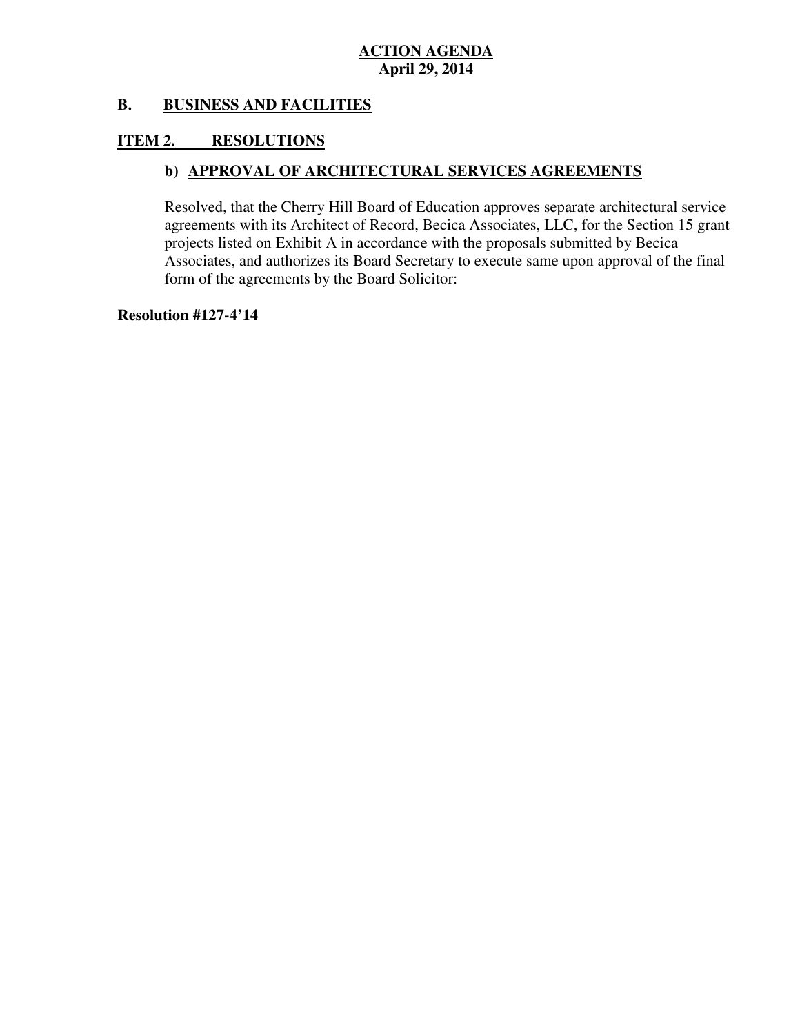**ACTION AGENDA**
**April 29, 2014**

## B. BUSINESS AND FACILITIES

### ITEM 2. RESOLUTIONS

#### b) APPROVAL OF ARCHITECTURAL SERVICES AGREEMENTS

Resolved, that the Cherry Hill Board of Education approves separate architectural service agreements with its Architect of Record, Becica Associates, LLC, for the Section 15 grant projects listed on Exhibit A in accordance with the proposals submitted by Becica Associates, and authorizes its Board Secretary to execute same upon approval of the final form of the agreements by the Board Solicitor:

**Resolution #127-4'14**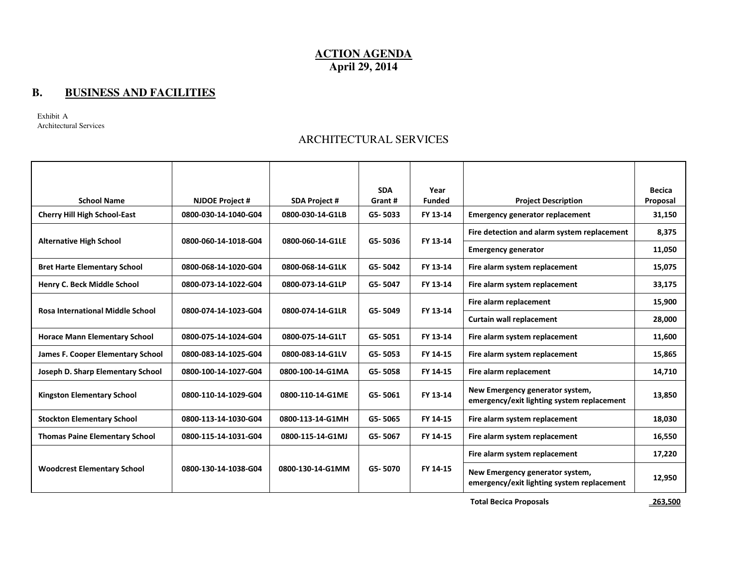**ACTION AGENDA**
**April 29, 2014**

## B. BUSINESS AND FACILITIES

Exhibit A
Architectural Services

### ARCHITECTURAL SERVICES

| School Name | NJDOE Project # | SDA Project # | SDA Grant # | Year Funded | Project Description | Becica Proposal |
|---|---|---|---|---|---|---|
| Cherry Hill High School-East | 0800-030-14-1040-G04 | 0800-030-14-G1LB | G5- 5033 | FY 13-14 | Emergency generator replacement | 31,150 |
| Alternative High School | 0800-060-14-1018-G04 | 0800-060-14-G1LE | G5- 5036 | FY 13-14 | Fire detection and alarm system replacement | 8,375 |
| | | | | | Emergency generator | 11,050 |
| Bret Harte Elementary School | 0800-068-14-1020-G04 | 0800-068-14-G1LK | G5- 5042 | FY 13-14 | Fire alarm system replacement | 15,075 |
| Henry C. Beck Middle School | 0800-073-14-1022-G04 | 0800-073-14-G1LP | G5- 5047 | FY 13-14 | Fire alarm system replacement | 33,175 |
| Rosa International Middle School | 0800-074-14-1023-G04 | 0800-074-14-G1LR | G5- 5049 | FY 13-14 | Fire alarm replacement | 15,900 |
| | | | | | Curtain wall replacement | 28,000 |
| Horace Mann Elementary School | 0800-075-14-1024-G04 | 0800-075-14-G1LT | G5- 5051 | FY 13-14 | Fire alarm system replacement | 11,600 |
| James F. Cooper Elementary School | 0800-083-14-1025-G04 | 0800-083-14-G1LV | G5- 5053 | FY 14-15 | Fire alarm system replacement | 15,865 |
| Joseph D. Sharp Elementary School | 0800-100-14-1027-G04 | 0800-100-14-G1MA | G5- 5058 | FY 14-15 | Fire alarm replacement | 14,710 |
| Kingston Elementary School | 0800-110-14-1029-G04 | 0800-110-14-G1ME | G5- 5061 | FY 13-14 | New Emergency generator system, emergency/exit lighting system replacement | 13,850 |
| Stockton Elementary School | 0800-113-14-1030-G04 | 0800-113-14-G1MH | G5- 5065 | FY 14-15 | Fire alarm system replacement | 18,030 |
| Thomas Paine Elementary School | 0800-115-14-1031-G04 | 0800-115-14-G1MJ | G5- 5067 | FY 14-15 | Fire alarm system replacement | 16,550 |
| Woodcrest Elementary School | 0800-130-14-1038-G04 | 0800-130-14-G1MM | G5- 5070 | FY 14-15 | Fire alarm system replacement | 17,220 |
| | | | | | New Emergency generator system, emergency/exit lighting system replacement | 12,950 |
| | | | | | **Total Becica Proposals** | **263,500** |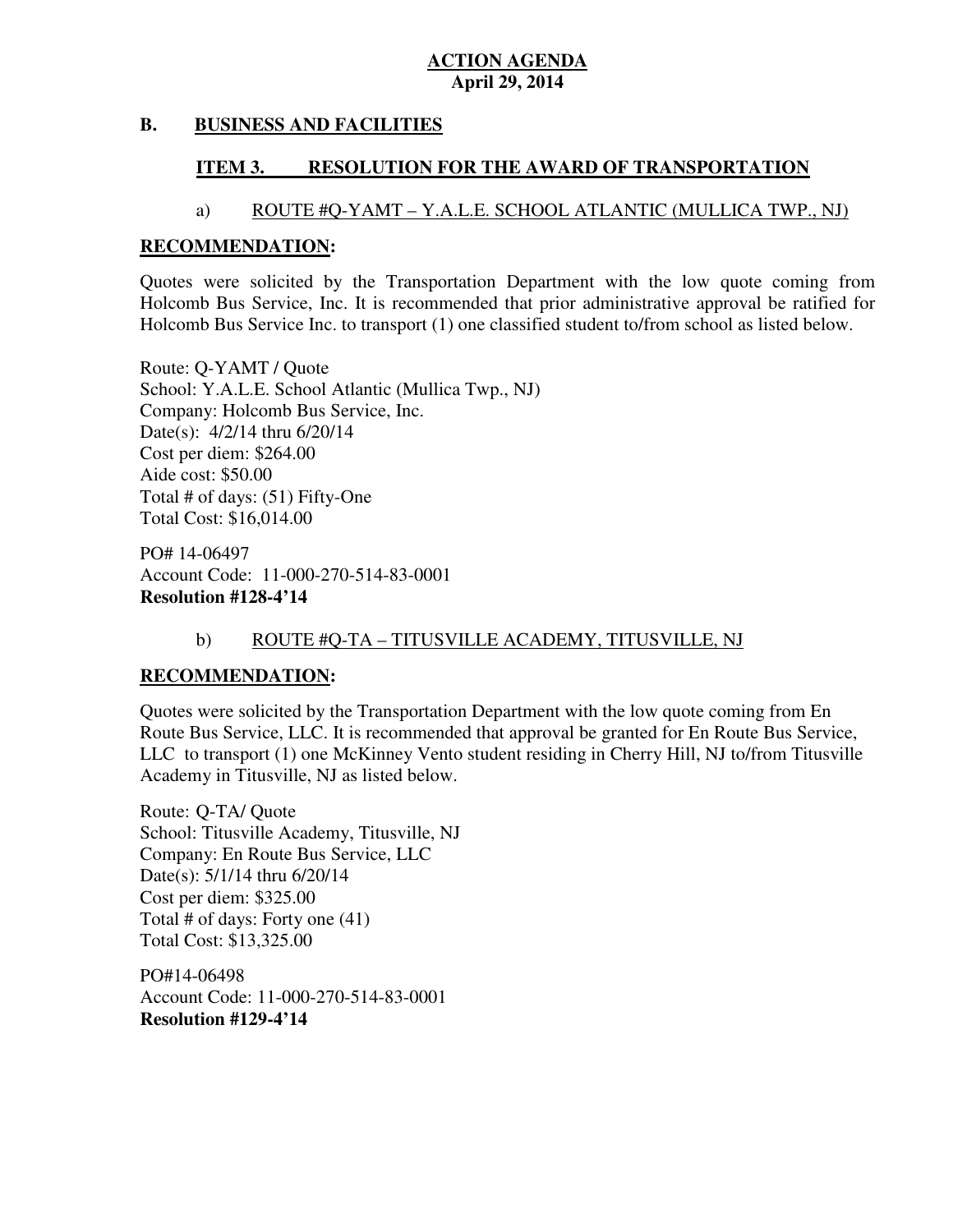**ACTION AGENDA**
**April 29, 2014**

## B. BUSINESS AND FACILITIES

### ITEM 3. RESOLUTION FOR THE AWARD OF TRANSPORTATION

a) ROUTE #Q-YAMT – Y.A.L.E. SCHOOL ATLANTIC (MULLICA TWP., NJ)

**RECOMMENDATION:**

Quotes were solicited by the Transportation Department with the low quote coming from Holcomb Bus Service, Inc. It is recommended that prior administrative approval be ratified for Holcomb Bus Service Inc. to transport (1) one classified student to/from school as listed below.

Route: Q-YAMT / Quote
School: Y.A.L.E. School Atlantic (Mullica Twp., NJ)
Company: Holcomb Bus Service, Inc.
Date(s): 4/2/14 thru 6/20/14
Cost per diem: $264.00
Aide cost: $50.00
Total # of days: (51) Fifty-One
Total Cost: $16,014.00

PO# 14-06497
Account Code: 11-000-270-514-83-0001
**Resolution #128-4'14**

b) ROUTE #Q-TA – TITUSVILLE ACADEMY, TITUSVILLE, NJ

**RECOMMENDATION:**

Quotes were solicited by the Transportation Department with the low quote coming from En Route Bus Service, LLC. It is recommended that approval be granted for En Route Bus Service, LLC to transport (1) one McKinney Vento student residing in Cherry Hill, NJ to/from Titusville Academy in Titusville, NJ as listed below.

Route: Q-TA/ Quote
School: Titusville Academy, Titusville, NJ
Company: En Route Bus Service, LLC
Date(s): 5/1/14 thru 6/20/14
Cost per diem: $325.00
Total # of days: Forty one (41)
Total Cost: $13,325.00

PO#14-06498
Account Code: 11-000-270-514-83-0001
**Resolution #129-4'14**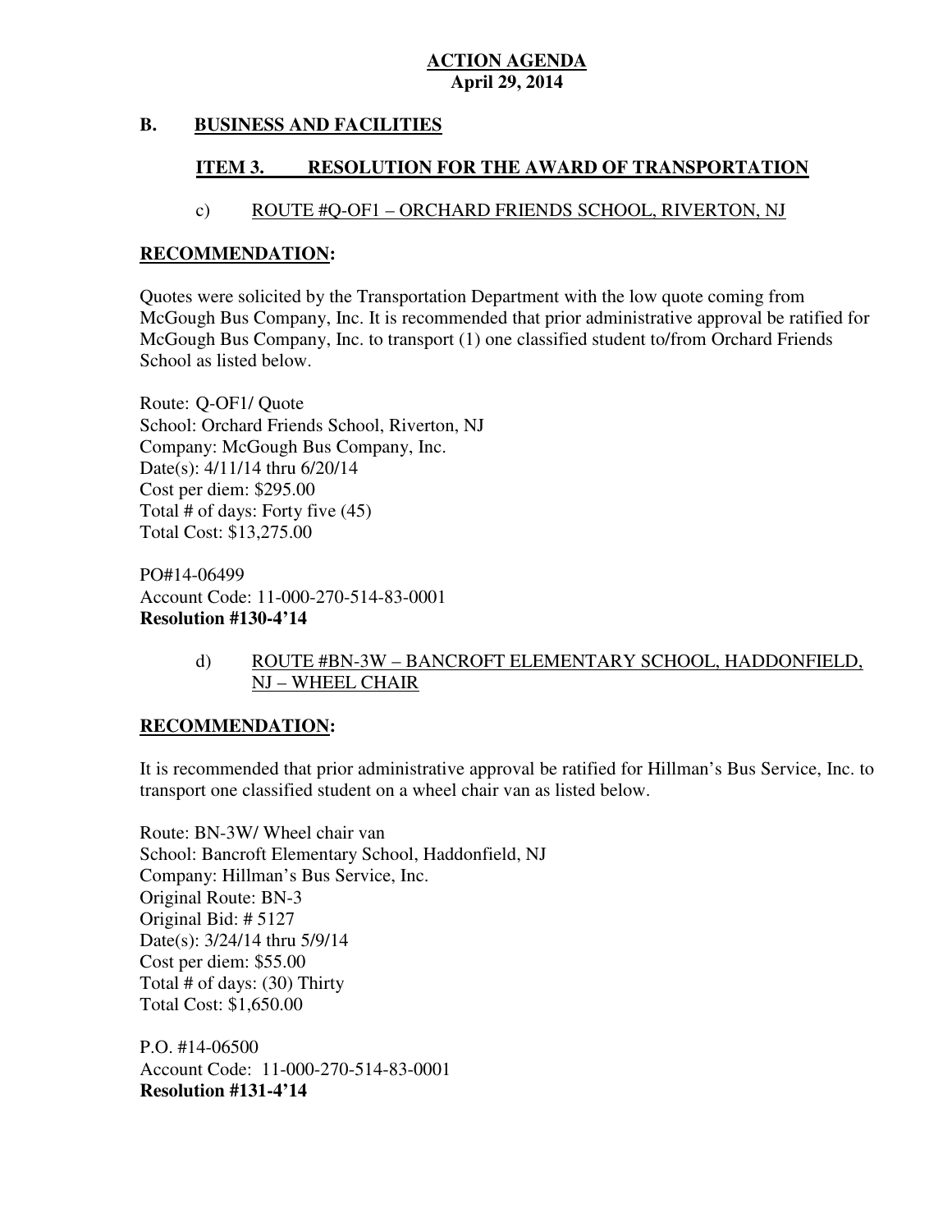**ACTION AGENDA**
**April 29, 2014**

## B. BUSINESS AND FACILITIES

### ITEM 3. RESOLUTION FOR THE AWARD OF TRANSPORTATION

c) ROUTE #Q-OF1 – ORCHARD FRIENDS SCHOOL, RIVERTON, NJ

**RECOMMENDATION:**

Quotes were solicited by the Transportation Department with the low quote coming from McGough Bus Company, Inc. It is recommended that prior administrative approval be ratified for McGough Bus Company, Inc. to transport (1) one classified student to/from Orchard Friends School as listed below.

Route: Q-OF1/ Quote
School: Orchard Friends School, Riverton, NJ
Company: McGough Bus Company, Inc.
Date(s): 4/11/14 thru 6/20/14
Cost per diem: $295.00
Total # of days: Forty five (45)
Total Cost: $13,275.00

PO#14-06499
Account Code: 11-000-270-514-83-0001
**Resolution #130-4'14**

d) ROUTE #BN-3W – BANCROFT ELEMENTARY SCHOOL, HADDONFIELD, NJ – WHEEL CHAIR

**RECOMMENDATION:**

It is recommended that prior administrative approval be ratified for Hillman's Bus Service, Inc. to transport one classified student on a wheel chair van as listed below.

Route: BN-3W/ Wheel chair van
School: Bancroft Elementary School, Haddonfield, NJ
Company: Hillman's Bus Service, Inc.
Original Route: BN-3
Original Bid: # 5127
Date(s): 3/24/14 thru 5/9/14
Cost per diem: $55.00
Total # of days: (30) Thirty
Total Cost: $1,650.00

P.O. #14-06500
Account Code: 11-000-270-514-83-0001
**Resolution #131-4'14**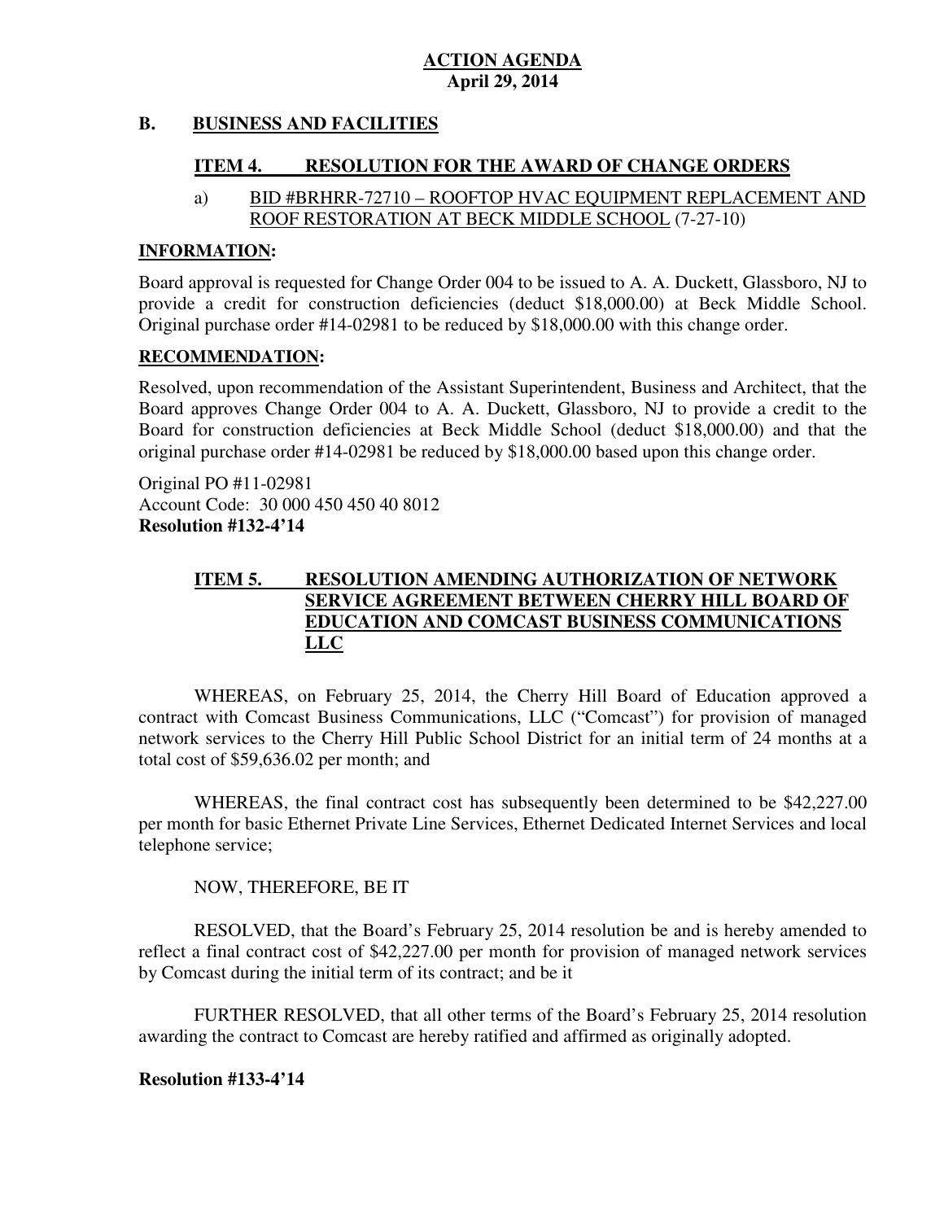**ACTION AGENDA**
**April 29, 2014**

## B. BUSINESS AND FACILITIES

### ITEM 4. RESOLUTION FOR THE AWARD OF CHANGE ORDERS

a) BID #BRHRR-72710 – ROOFTOP HVAC EQUIPMENT REPLACEMENT AND ROOF RESTORATION AT BECK MIDDLE SCHOOL (7-27-10)

**INFORMATION:**

Board approval is requested for Change Order 004 to be issued to A. A. Duckett, Glassboro, NJ to provide a credit for construction deficiencies (deduct $18,000.00) at Beck Middle School. Original purchase order #14-02981 to be reduced by $18,000.00 with this change order.

**RECOMMENDATION:**

Resolved, upon recommendation of the Assistant Superintendent, Business and Architect, that the Board approves Change Order 004 to A. A. Duckett, Glassboro, NJ to provide a credit to the Board for construction deficiencies at Beck Middle School (deduct $18,000.00) and that the original purchase order #14-02981 be reduced by $18,000.00 based upon this change order.

Original PO #11-02981
Account Code: 30 000 450 450 40 8012
**Resolution #132-4'14**

### ITEM 5. RESOLUTION AMENDING AUTHORIZATION OF NETWORK SERVICE AGREEMENT BETWEEN CHERRY HILL BOARD OF EDUCATION AND COMCAST BUSINESS COMMUNICATIONS LLC

WHEREAS, on February 25, 2014, the Cherry Hill Board of Education approved a contract with Comcast Business Communications, LLC ("Comcast") for provision of managed network services to the Cherry Hill Public School District for an initial term of 24 months at a total cost of $59,636.02 per month; and

WHEREAS, the final contract cost has subsequently been determined to be $42,227.00 per month for basic Ethernet Private Line Services, Ethernet Dedicated Internet Services and local telephone service;

NOW, THEREFORE, BE IT

RESOLVED, that the Board's February 25, 2014 resolution be and is hereby amended to reflect a final contract cost of $42,227.00 per month for provision of managed network services by Comcast during the initial term of its contract; and be it

FURTHER RESOLVED, that all other terms of the Board's February 25, 2014 resolution awarding the contract to Comcast are hereby ratified and affirmed as originally adopted.

**Resolution #133-4'14**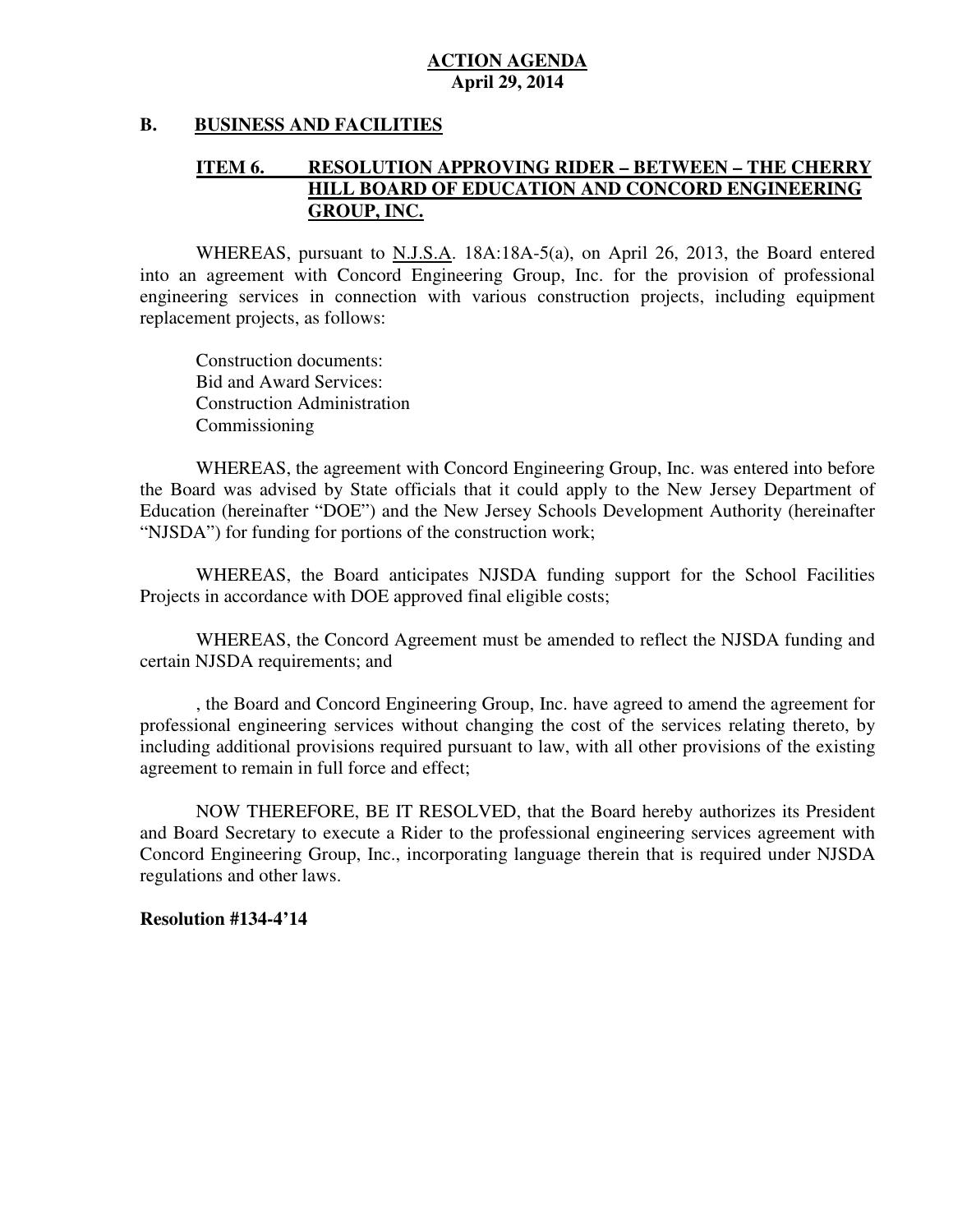**ACTION AGENDA**
**April 29, 2014**

## B. BUSINESS AND FACILITIES

### ITEM 6. RESOLUTION APPROVING RIDER – BETWEEN – THE CHERRY HILL BOARD OF EDUCATION AND CONCORD ENGINEERING GROUP, INC.

WHEREAS, pursuant to N.J.S.A. 18A:18A-5(a), on April 26, 2013, the Board entered into an agreement with Concord Engineering Group, Inc. for the provision of professional engineering services in connection with various construction projects, including equipment replacement projects, as follows:

Construction documents:
Bid and Award Services:
Construction Administration
Commissioning

WHEREAS, the agreement with Concord Engineering Group, Inc. was entered into before the Board was advised by State officials that it could apply to the New Jersey Department of Education (hereinafter "DOE") and the New Jersey Schools Development Authority (hereinafter "NJSDA") for funding for portions of the construction work;

WHEREAS, the Board anticipates NJSDA funding support for the School Facilities Projects in accordance with DOE approved final eligible costs;

WHEREAS, the Concord Agreement must be amended to reflect the NJSDA funding and certain NJSDA requirements; and

, the Board and Concord Engineering Group, Inc. have agreed to amend the agreement for professional engineering services without changing the cost of the services relating thereto, by including additional provisions required pursuant to law, with all other provisions of the existing agreement to remain in full force and effect;

NOW THEREFORE, BE IT RESOLVED, that the Board hereby authorizes its President and Board Secretary to execute a Rider to the professional engineering services agreement with Concord Engineering Group, Inc., incorporating language therein that is required under NJSDA regulations and other laws.

**Resolution #134-4'14**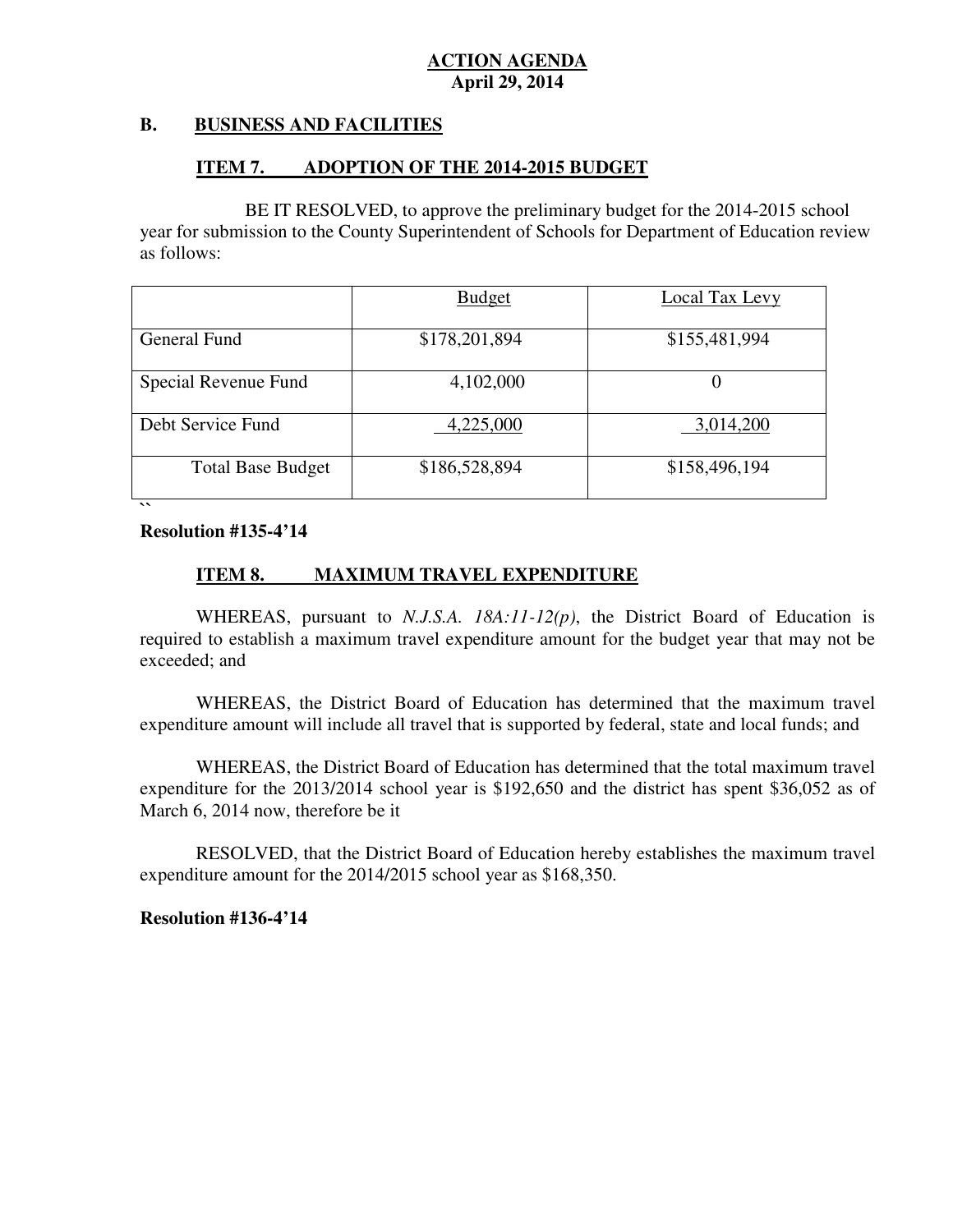# ACTION AGENDA
**April 29, 2014**

## B. BUSINESS AND FACILITIES

### ITEM 7. ADOPTION OF THE 2014-2015 BUDGET

BE IT RESOLVED, to approve the preliminary budget for the 2014-2015 school year for submission to the County Superintendent of Schools for Department of Education review as follows:

| | Budget | Local Tax Levy |
|---|---|---|
| General Fund | $178,201,894 | $155,481,994 |
| Special Revenue Fund | 4,102,000 | 0 |
| Debt Service Fund | 4,225,000 | 3,014,200 |
| Total Base Budget | $186,528,894 | $158,496,194 |

``

**Resolution #135-4'14**

### ITEM 8. MAXIMUM TRAVEL EXPENDITURE

WHEREAS, pursuant to *N.J.S.A. 18A:11-12(p)*, the District Board of Education is required to establish a maximum travel expenditure amount for the budget year that may not be exceeded; and

WHEREAS, the District Board of Education has determined that the maximum travel expenditure amount will include all travel that is supported by federal, state and local funds; and

WHEREAS, the District Board of Education has determined that the total maximum travel expenditure for the 2013/2014 school year is $192,650 and the district has spent $36,052 as of March 6, 2014 now, therefore be it

RESOLVED, that the District Board of Education hereby establishes the maximum travel expenditure amount for the 2014/2015 school year as $168,350.

**Resolution #136-4'14**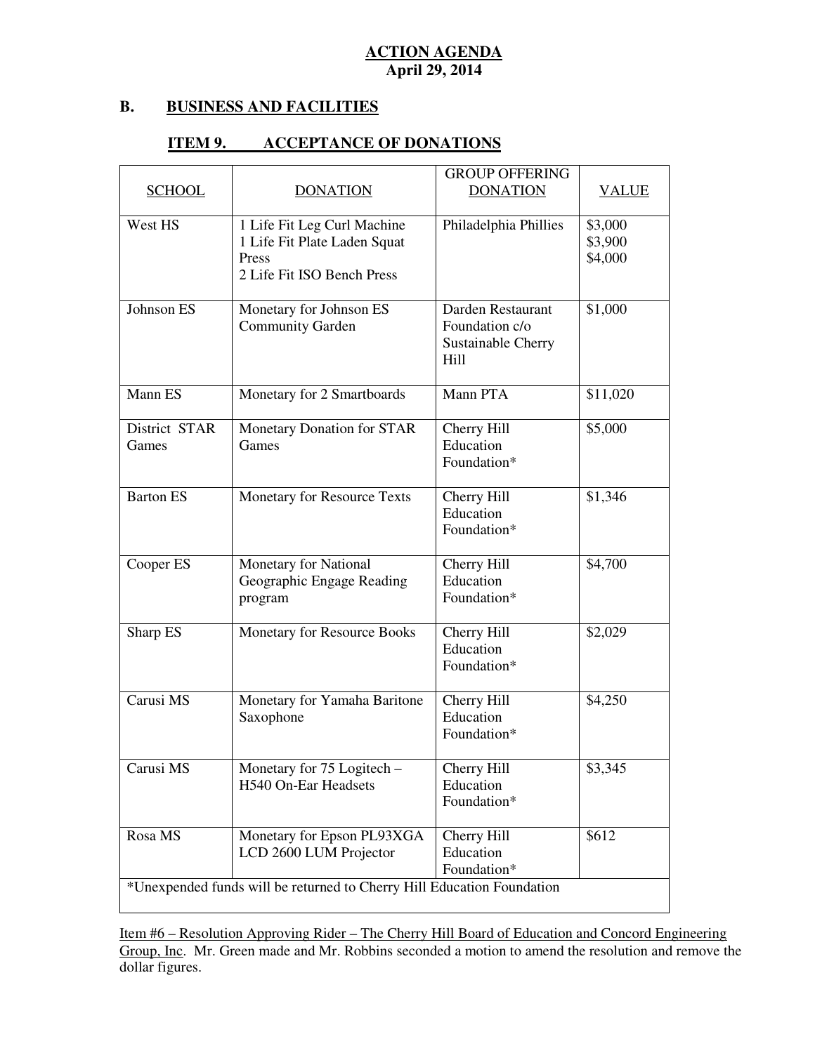**ACTION AGENDA**
**April 29, 2014**

## B. BUSINESS AND FACILITIES

### ITEM 9. ACCEPTANCE OF DONATIONS

| SCHOOL | DONATION | GROUP OFFERING DONATION | VALUE |
|---|---|---|---|
| West HS | 1 Life Fit Leg Curl Machine<br>1 Life Fit Plate Laden Squat Press<br>2 Life Fit ISO Bench Press | Philadelphia Phillies | \$3,000<br>\$3,900<br>\$4,000 |
| Johnson ES | Monetary for Johnson ES Community Garden | Darden Restaurant Foundation c/o Sustainable Cherry Hill | \$1,000 |
| Mann ES | Monetary for 2 Smartboards | Mann PTA | \$11,020 |
| District STAR Games | Monetary Donation for STAR Games | Cherry Hill Education Foundation* | \$5,000 |
| Barton ES | Monetary for Resource Texts | Cherry Hill Education Foundation* | \$1,346 |
| Cooper ES | Monetary for National Geographic Engage Reading program | Cherry Hill Education Foundation* | \$4,700 |
| Sharp ES | Monetary for Resource Books | Cherry Hill Education Foundation* | \$2,029 |
| Carusi MS | Monetary for Yamaha Baritone Saxophone | Cherry Hill Education Foundation* | \$4,250 |
| Carusi MS | Monetary for 75 Logitech – H540 On-Ear Headsets | Cherry Hill Education Foundation* | \$3,345 |
| Rosa MS | Monetary for Epson PL93XGA LCD 2600 LUM Projector | Cherry Hill Education Foundation* | \$612 |

*Unexpended funds will be returned to Cherry Hill Education Foundation

Item #6 – Resolution Approving Rider – The Cherry Hill Board of Education and Concord Engineering Group, Inc. Mr. Green made and Mr. Robbins seconded a motion to amend the resolution and remove the dollar figures.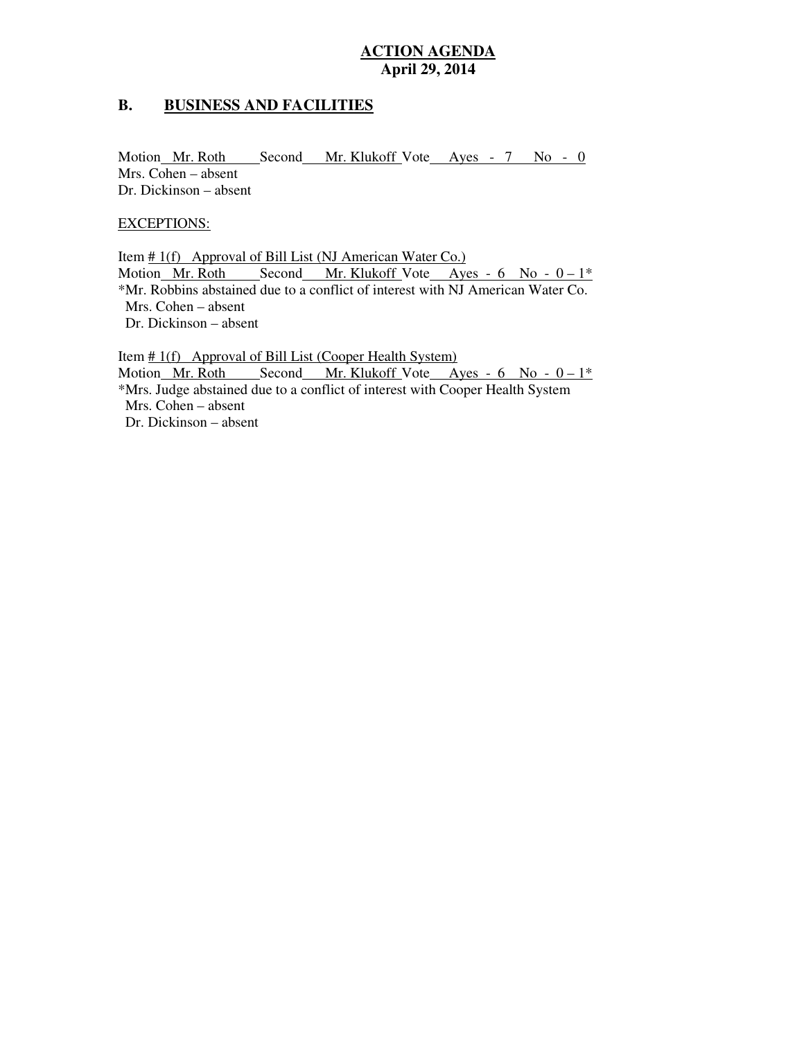**ACTION AGENDA**
**April 29, 2014**

## B. BUSINESS AND FACILITIES

Motion Mr. Roth Second Mr. Klukoff Vote Ayes - 7 No - 0
Mrs. Cohen – absent
Dr. Dickinson – absent

EXCEPTIONS:

Item # 1(f) Approval of Bill List (NJ American Water Co.)
Motion Mr. Roth Second Mr. Klukoff Vote Ayes - 6 No - 0 – 1*
*Mr. Robbins abstained due to a conflict of interest with NJ American Water Co.
Mrs. Cohen – absent
Dr. Dickinson – absent

Item # 1(f) Approval of Bill List (Cooper Health System)
Motion Mr. Roth Second Mr. Klukoff Vote Ayes - 6 No - 0 – 1*
*Mrs. Judge abstained due to a conflict of interest with Cooper Health System
Mrs. Cohen – absent
Dr. Dickinson – absent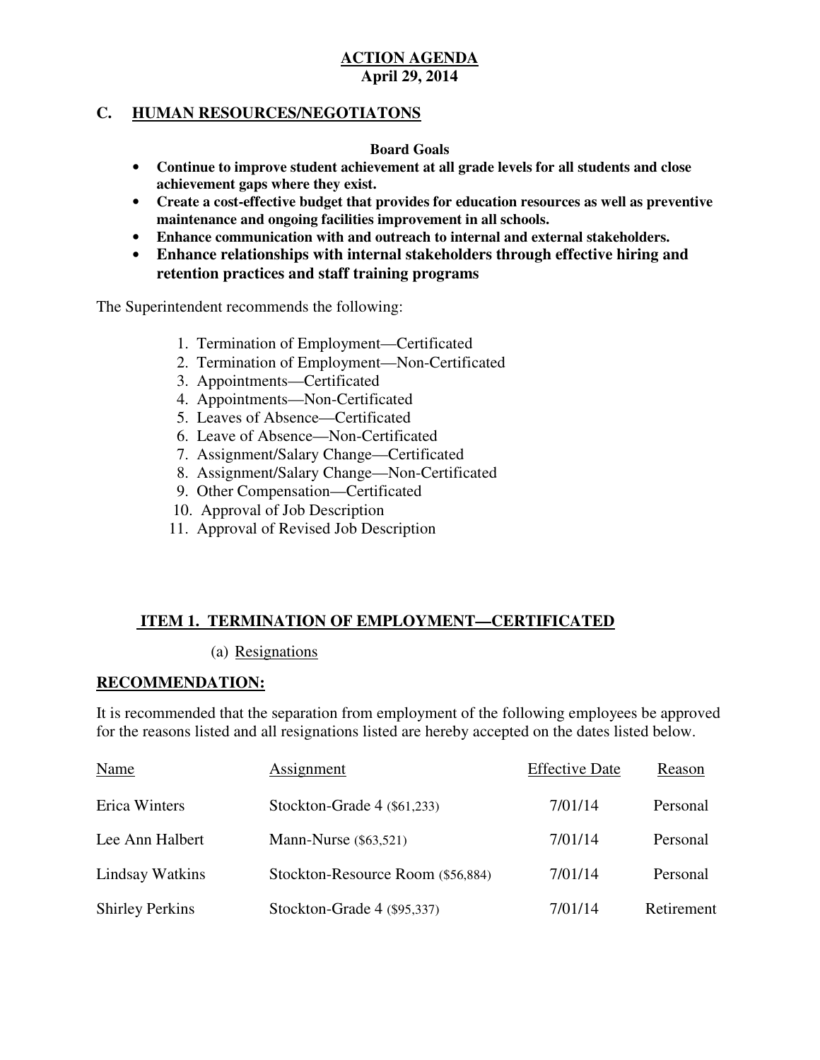**ACTION AGENDA**
**April 29, 2014**

## C. HUMAN RESOURCES/NEGOTIATONS

**Board Goals**

- **Continue to improve student achievement at all grade levels for all students and close achievement gaps where they exist.**
- **Create a cost-effective budget that provides for education resources as well as preventive maintenance and ongoing facilities improvement in all schools.**
- **Enhance communication with and outreach to internal and external stakeholders.**
- **Enhance relationships with internal stakeholders through effective hiring and retention practices and staff training programs**

The Superintendent recommends the following:

1. Termination of Employment—Certificated
2. Termination of Employment—Non-Certificated
3. Appointments—Certificated
4. Appointments—Non-Certificated
5. Leaves of Absence—Certificated
6. Leave of Absence—Non-Certificated
7. Assignment/Salary Change—Certificated
8. Assignment/Salary Change—Non-Certificated
9. Other Compensation—Certificated
10. Approval of Job Description
11. Approval of Revised Job Description

### ITEM 1. TERMINATION OF EMPLOYMENT—CERTIFICATED

(a) Resignations

**RECOMMENDATION:**

It is recommended that the separation from employment of the following employees be approved for the reasons listed and all resignations listed are hereby accepted on the dates listed below.

| Name | Assignment | Effective Date | Reason |
|---|---|---|---|
| Erica Winters | Stockton-Grade 4 ($61,233) | 7/01/14 | Personal |
| Lee Ann Halbert | Mann-Nurse ($63,521) | 7/01/14 | Personal |
| Lindsay Watkins | Stockton-Resource Room ($56,884) | 7/01/14 | Personal |
| Shirley Perkins | Stockton-Grade 4 ($95,337) | 7/01/14 | Retirement |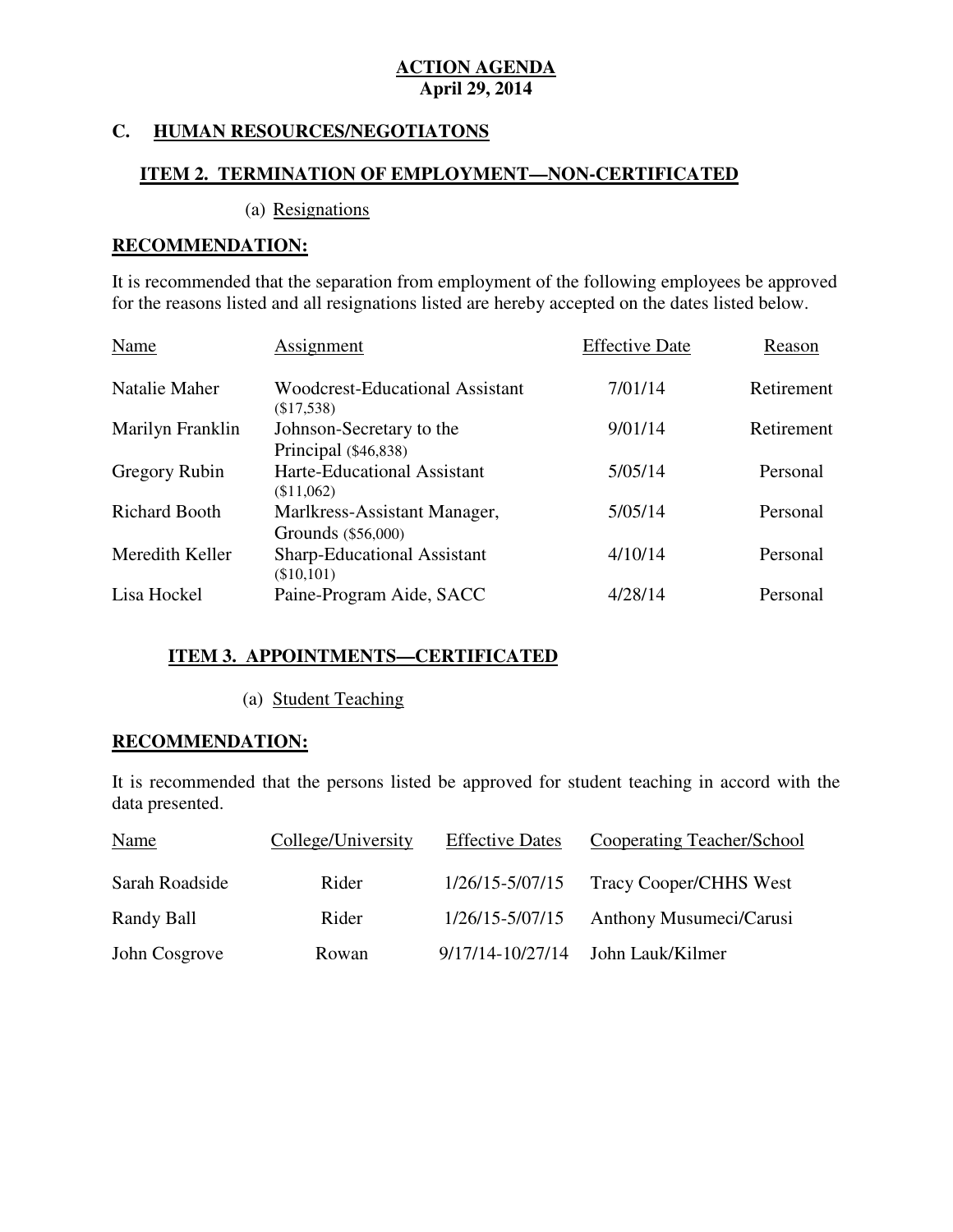**ACTION AGENDA**
**April 29, 2014**

## C. HUMAN RESOURCES/NEGOTIATONS

### ITEM 2. TERMINATION OF EMPLOYMENT—NON-CERTIFICATED

(a) Resignations

**RECOMMENDATION:**

It is recommended that the separation from employment of the following employees be approved for the reasons listed and all resignations listed are hereby accepted on the dates listed below.

| Name | Assignment | Effective Date | Reason |
|---|---|---|---|
| Natalie Maher | Woodcrest-Educational Assistant ($17,538) | 7/01/14 | Retirement |
| Marilyn Franklin | Johnson-Secretary to the Principal ($46,838) | 9/01/14 | Retirement |
| Gregory Rubin | Harte-Educational Assistant ($11,062) | 5/05/14 | Personal |
| Richard Booth | Marlkress-Assistant Manager, Grounds ($56,000) | 5/05/14 | Personal |
| Meredith Keller | Sharp-Educational Assistant ($10,101) | 4/10/14 | Personal |
| Lisa Hockel | Paine-Program Aide, SACC | 4/28/14 | Personal |

### ITEM 3. APPOINTMENTS—CERTIFICATED

(a) Student Teaching

**RECOMMENDATION:**

It is recommended that the persons listed be approved for student teaching in accord with the data presented.

| Name | College/University | Effective Dates | Cooperating Teacher/School |
|---|---|---|---|
| Sarah Roadside | Rider | 1/26/15-5/07/15 | Tracy Cooper/CHHS West |
| Randy Ball | Rider | 1/26/15-5/07/15 | Anthony Musumeci/Carusi |
| John Cosgrove | Rowan | 9/17/14-10/27/14 | John Lauk/Kilmer |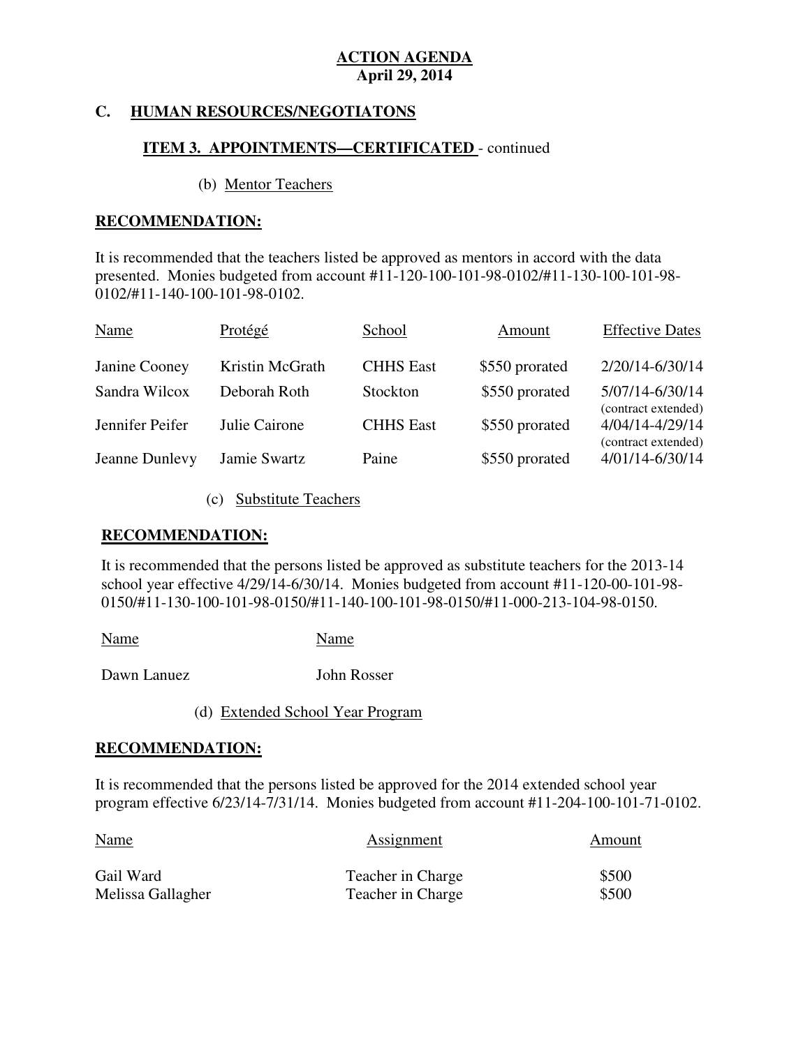**ACTION AGENDA**
**April 29, 2014**

## C. HUMAN RESOURCES/NEGOTIATONS

### ITEM 3. APPOINTMENTS—CERTIFICATED - continued

(b) Mentor Teachers

**RECOMMENDATION:**

It is recommended that the teachers listed be approved as mentors in accord with the data presented. Monies budgeted from account #11-120-100-101-98-0102/#11-130-100-101-98-0102/#11-140-100-101-98-0102.

| Name | Protégé | School | Amount | Effective Dates |
|---|---|---|---|---|
| Janine Cooney | Kristin McGrath | CHHS East | $550 prorated | 2/20/14-6/30/14 |
| Sandra Wilcox | Deborah Roth | Stockton | $550 prorated | 5/07/14-6/30/14 (contract extended) |
| Jennifer Peifer | Julie Cairone | CHHS East | $550 prorated | 4/04/14-4/29/14 (contract extended) |
| Jeanne Dunlevy | Jamie Swartz | Paine | $550 prorated | 4/01/14-6/30/14 |

(c) Substitute Teachers

**RECOMMENDATION:**

It is recommended that the persons listed be approved as substitute teachers for the 2013-14 school year effective 4/29/14-6/30/14. Monies budgeted from account #11-120-00-101-98-0150/#11-130-100-101-98-0150/#11-140-100-101-98-0150/#11-000-213-104-98-0150.

| Name | Name |
|---|---|
| Dawn Lanuez | John Rosser |

(d) Extended School Year Program

**RECOMMENDATION:**

It is recommended that the persons listed be approved for the 2014 extended school year program effective 6/23/14-7/31/14. Monies budgeted from account #11-204-100-101-71-0102.

| Name | Assignment | Amount |
|---|---|---|
| Gail Ward | Teacher in Charge | $500 |
| Melissa Gallagher | Teacher in Charge | $500 |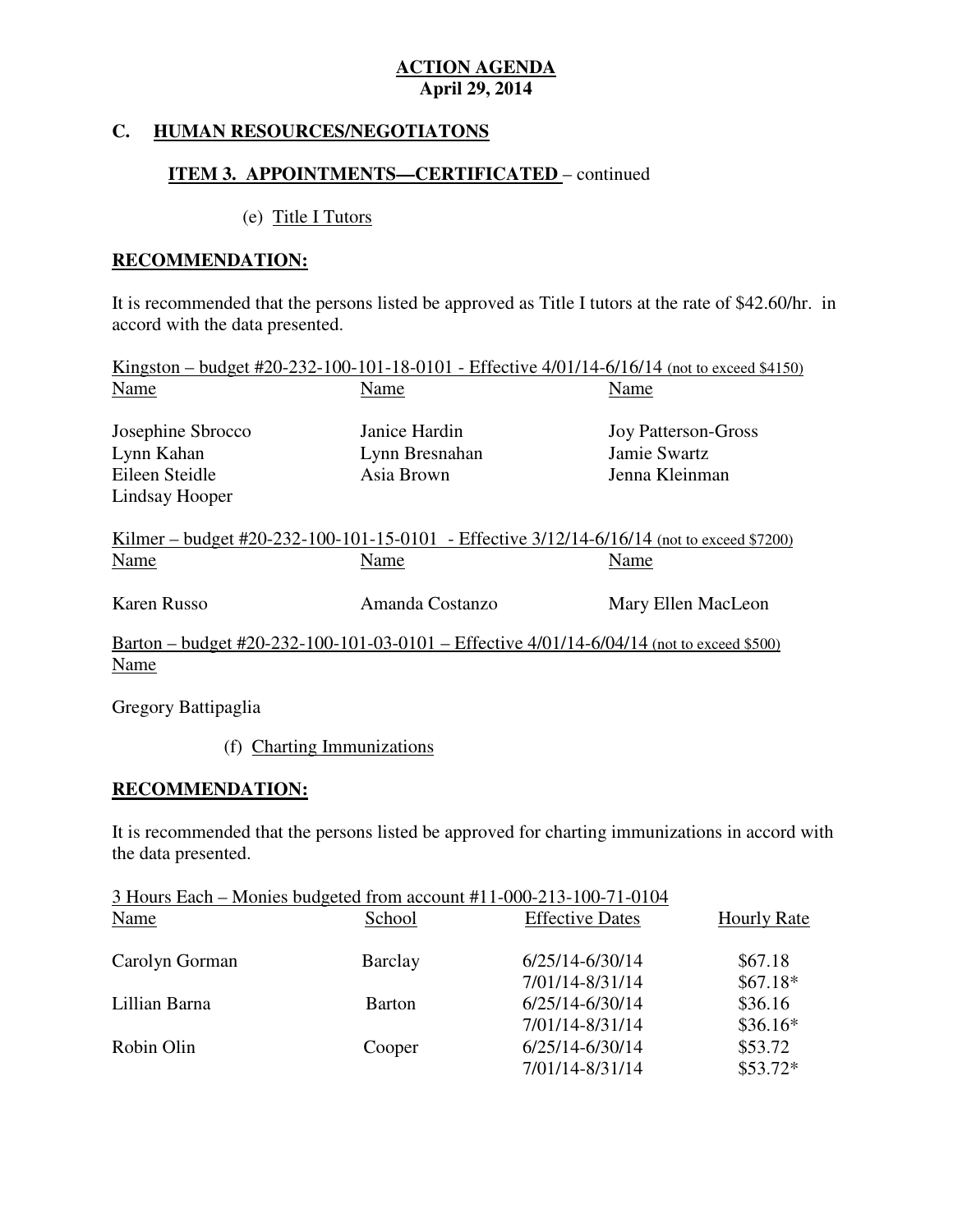**ACTION AGENDA**
**April 29, 2014**

## C. HUMAN RESOURCES/NEGOTIATONS

### ITEM 3. APPOINTMENTS—CERTIFICATED – continued

(e) Title I Tutors

**RECOMMENDATION:**

It is recommended that the persons listed be approved as Title I tutors at the rate of $42.60/hr. in accord with the data presented.

Kingston – budget #20-232-100-101-18-0101 - Effective 4/01/14-6/16/14 (not to exceed $4150)

| Name | Name | Name |
|---|---|---|
| Josephine Sbrocco | Janice Hardin | Joy Patterson-Gross |
| Lynn Kahan | Lynn Bresnahan | Jamie Swartz |
| Eileen Steidle | Asia Brown | Jenna Kleinman |
| Lindsay Hooper | | |

Kilmer – budget #20-232-100-101-15-0101 - Effective 3/12/14-6/16/14 (not to exceed $7200)

| Name | Name | Name |
|---|---|---|
| Karen Russo | Amanda Costanzo | Mary Ellen MacLeon |

Barton – budget #20-232-100-101-03-0101 – Effective 4/01/14-6/04/14 (not to exceed $500)

| Name |
|---|
| Gregory Battipaglia |

(f) Charting Immunizations

**RECOMMENDATION:**

It is recommended that the persons listed be approved for charting immunizations in accord with the data presented.

3 Hours Each – Monies budgeted from account #11-000-213-100-71-0104

| Name | School | Effective Dates | Hourly Rate |
|---|---|---|---|
| Carolyn Gorman | Barclay | 6/25/14-6/30/14 | $67.18 |
| | | 7/01/14-8/31/14 | $67.18* |
| Lillian Barna | Barton | 6/25/14-6/30/14 | $36.16 |
| | | 7/01/14-8/31/14 | $36.16* |
| Robin Olin | Cooper | 6/25/14-6/30/14 | $53.72 |
| | | 7/01/14-8/31/14 | $53.72* |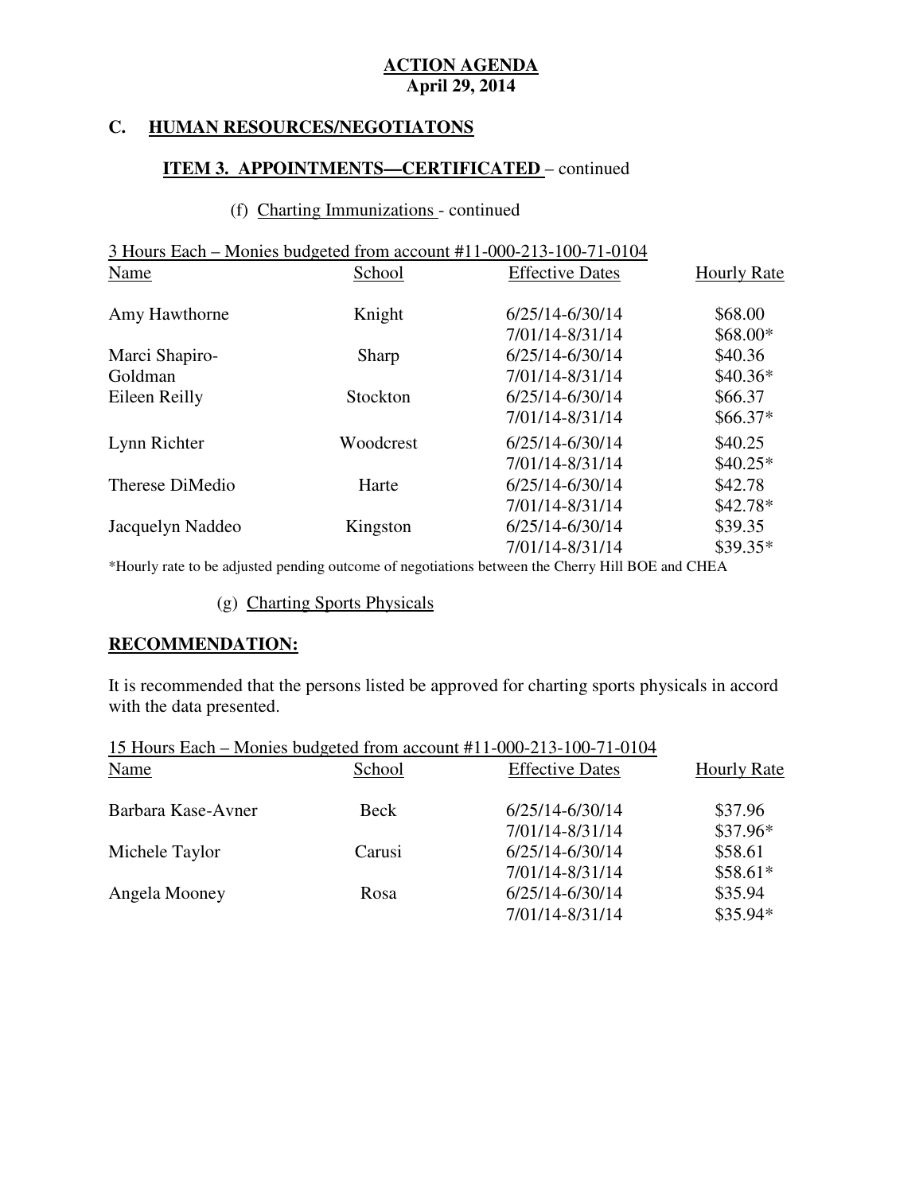**ACTION AGENDA**
**April 29, 2014**

## C. HUMAN RESOURCES/NEGOTIATONS

### ITEM 3. APPOINTMENTS—CERTIFICATED – continued

(f) Charting Immunizations - continued

3 Hours Each – Monies budgeted from account #11-000-213-100-71-0104

| Name | School | Effective Dates | Hourly Rate |
|---|---|---|---|
| Amy Hawthorne | Knight | 6/25/14-6/30/14 | $68.00 |
| | | 7/01/14-8/31/14 | $68.00* |
| Marci Shapiro-Goldman | Sharp | 6/25/14-6/30/14 | $40.36 |
| | | 7/01/14-8/31/14 | $40.36* |
| Eileen Reilly | Stockton | 6/25/14-6/30/14 | $66.37 |
| | | 7/01/14-8/31/14 | $66.37* |
| Lynn Richter | Woodcrest | 6/25/14-6/30/14 | $40.25 |
| | | 7/01/14-8/31/14 | $40.25* |
| Therese DiMedio | Harte | 6/25/14-6/30/14 | $42.78 |
| | | 7/01/14-8/31/14 | $42.78* |
| Jacquelyn Naddeo | Kingston | 6/25/14-6/30/14 | $39.35 |
| | | 7/01/14-8/31/14 | $39.35* |

*Hourly rate to be adjusted pending outcome of negotiations between the Cherry Hill BOE and CHEA

(g) Charting Sports Physicals

**RECOMMENDATION:**

It is recommended that the persons listed be approved for charting sports physicals in accord with the data presented.

15 Hours Each – Monies budgeted from account #11-000-213-100-71-0104

| Name | School | Effective Dates | Hourly Rate |
|---|---|---|---|
| Barbara Kase-Avner | Beck | 6/25/14-6/30/14 | $37.96 |
| | | 7/01/14-8/31/14 | $37.96* |
| Michele Taylor | Carusi | 6/25/14-6/30/14 | $58.61 |
| | | 7/01/14-8/31/14 | $58.61* |
| Angela Mooney | Rosa | 6/25/14-6/30/14 | $35.94 |
| | | 7/01/14-8/31/14 | $35.94* |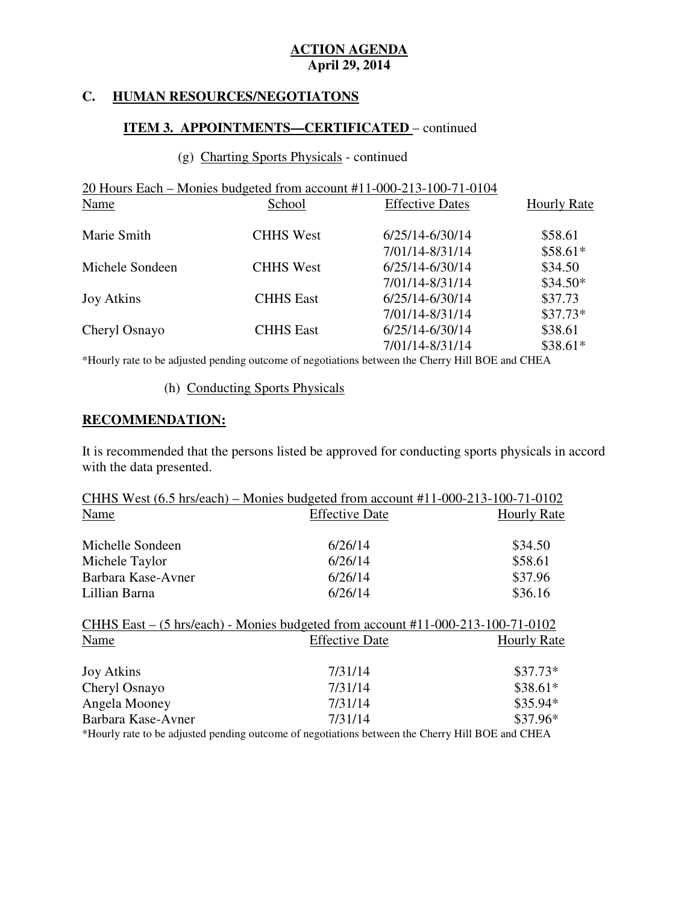**ACTION AGENDA**
**April 29, 2014**

## C. HUMAN RESOURCES/NEGOTIATONS

### ITEM 3. APPOINTMENTS—CERTIFICATED – continued

(g) Charting Sports Physicals - continued

20 Hours Each – Monies budgeted from account #11-000-213-100-71-0104

| Name | School | Effective Dates | Hourly Rate |
|---|---|---|---|
| Marie Smith | CHHS West | 6/25/14-6/30/14 | $58.61 |
| | | 7/01/14-8/31/14 | $58.61* |
| Michele Sondeen | CHHS West | 6/25/14-6/30/14 | $34.50 |
| | | 7/01/14-8/31/14 | $34.50* |
| Joy Atkins | CHHS East | 6/25/14-6/30/14 | $37.73 |
| | | 7/01/14-8/31/14 | $37.73* |
| Cheryl Osnayo | CHHS East | 6/25/14-6/30/14 | $38.61 |
| | | 7/01/14-8/31/14 | $38.61* |

*Hourly rate to be adjusted pending outcome of negotiations between the Cherry Hill BOE and CHEA

(h) Conducting Sports Physicals

**RECOMMENDATION:**

It is recommended that the persons listed be approved for conducting sports physicals in accord with the data presented.

CHHS West (6.5 hrs/each) – Monies budgeted from account #11-000-213-100-71-0102

| Name | Effective Date | Hourly Rate |
|---|---|---|
| Michelle Sondeen | 6/26/14 | $34.50 |
| Michele Taylor | 6/26/14 | $58.61 |
| Barbara Kase-Avner | 6/26/14 | $37.96 |
| Lillian Barna | 6/26/14 | $36.16 |

CHHS East – (5 hrs/each) - Monies budgeted from account #11-000-213-100-71-0102

| Name | Effective Date | Hourly Rate |
|---|---|---|
| Joy Atkins | 7/31/14 | $37.73* |
| Cheryl Osnayo | 7/31/14 | $38.61* |
| Angela Mooney | 7/31/14 | $35.94* |
| Barbara Kase-Avner | 7/31/14 | $37.96* |

*Hourly rate to be adjusted pending outcome of negotiations between the Cherry Hill BOE and CHEA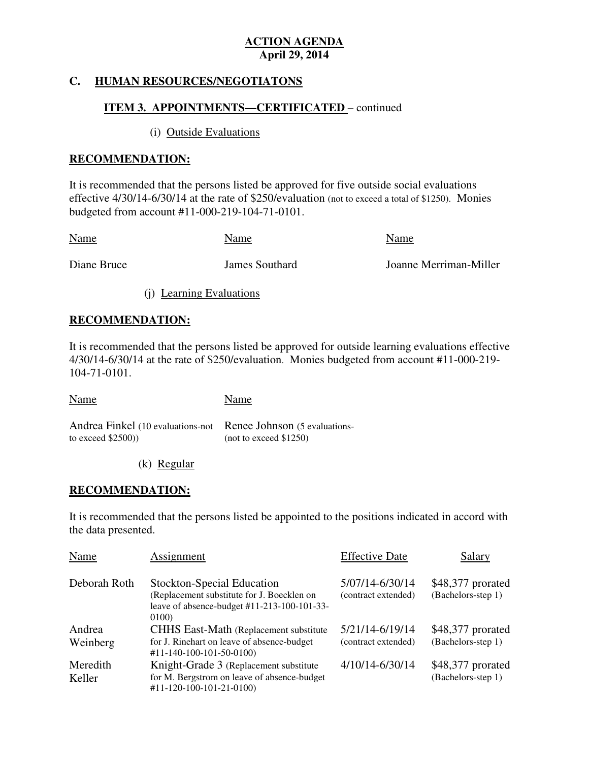**ACTION AGENDA**
**April 29, 2014**

## C. HUMAN RESOURCES/NEGOTIATONS

### ITEM 3. APPOINTMENTS—CERTIFICATED – continued

(i) Outside Evaluations

**RECOMMENDATION:**

It is recommended that the persons listed be approved for five outside social evaluations effective 4/30/14-6/30/14 at the rate of $250/evaluation (not to exceed a total of $1250). Monies budgeted from account #11-000-219-104-71-0101.

| Name | Name | Name |
|---|---|---|
| Diane Bruce | James Southard | Joanne Merriman-Miller |

(j) Learning Evaluations

**RECOMMENDATION:**

It is recommended that the persons listed be approved for outside learning evaluations effective 4/30/14-6/30/14 at the rate of $250/evaluation. Monies budgeted from account #11-000-219-104-71-0101.

| Name | Name |
|---|---|
| Andrea Finkel (10 evaluations-not to exceed $2500)) | Renee Johnson (5 evaluations-(not to exceed $1250) |

(k) Regular

**RECOMMENDATION:**

It is recommended that the persons listed be appointed to the positions indicated in accord with the data presented.

| Name | Assignment | Effective Date | Salary |
|---|---|---|---|
| Deborah Roth | Stockton-Special Education (Replacement substitute for J. Boecklen on leave of absence-budget #11-213-100-101-33-0100) | 5/07/14-6/30/14 (contract extended) | $48,377 prorated (Bachelors-step 1) |
| Andrea Weinberg | CHHS East-Math (Replacement substitute for J. Rinehart on leave of absence-budget #11-140-100-101-50-0100) | 5/21/14-6/19/14 (contract extended) | $48,377 prorated (Bachelors-step 1) |
| Meredith Keller | Knight-Grade 3 (Replacement substitute for M. Bergstrom on leave of absence-budget #11-120-100-101-21-0100) | 4/10/14-6/30/14 | $48,377 prorated (Bachelors-step 1) |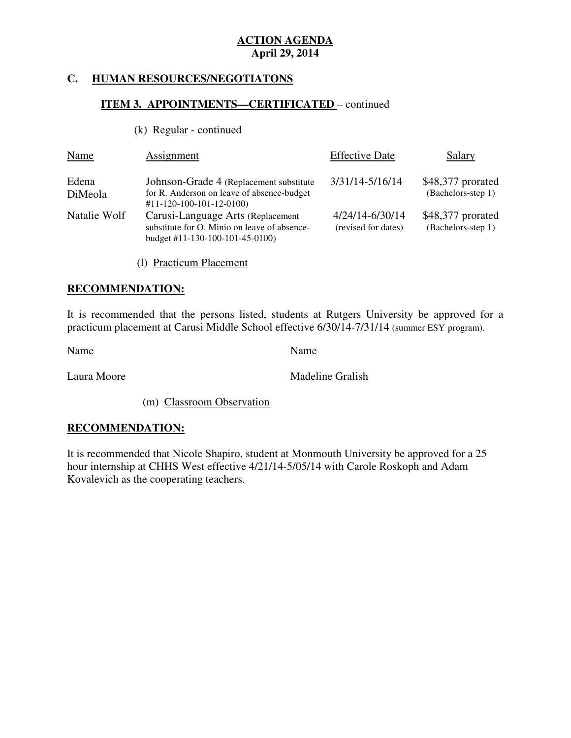**ACTION AGENDA**
**April 29, 2014**

## C. HUMAN RESOURCES/NEGOTIATONS

### ITEM 3. APPOINTMENTS—CERTIFICATED – continued

(k) Regular - continued

| Name | Assignment | Effective Date | Salary |
|---|---|---|---|
| Edena DiMeola | Johnson-Grade 4 (Replacement substitute for R. Anderson on leave of absence-budget #11-120-100-101-12-0100) | 3/31/14-5/16/14 | $48,377 prorated (Bachelors-step 1) |
| Natalie Wolf | Carusi-Language Arts (Replacement substitute for O. Minio on leave of absence-budget #11-130-100-101-45-0100) | 4/24/14-6/30/14 (revised for dates) | $48,377 prorated (Bachelors-step 1) |

(l) Practicum Placement

**RECOMMENDATION:**

It is recommended that the persons listed, students at Rutgers University be approved for a practicum placement at Carusi Middle School effective 6/30/14-7/31/14 (summer ESY program).

| Name | Name |
|---|---|
| Laura Moore | Madeline Gralish |

(m) Classroom Observation

**RECOMMENDATION:**

It is recommended that Nicole Shapiro, student at Monmouth University be approved for a 25 hour internship at CHHS West effective 4/21/14-5/05/14 with Carole Roskoph and Adam Kovalevich as the cooperating teachers.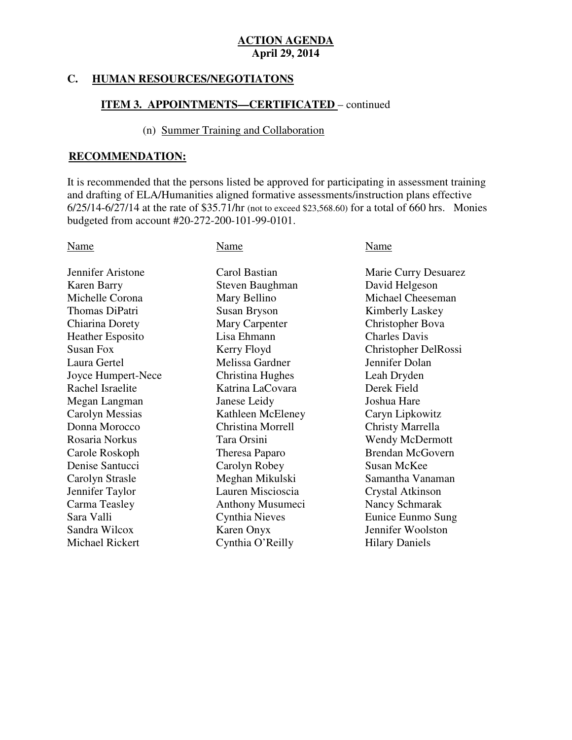**ACTION AGENDA**
**April 29, 2014**

## C. HUMAN RESOURCES/NEGOTIATONS

### ITEM 3. APPOINTMENTS—CERTIFICATED – continued

(n) Summer Training and Collaboration

**RECOMMENDATION:**

It is recommended that the persons listed be approved for participating in assessment training and drafting of ELA/Humanities aligned formative assessments/instruction plans effective 6/25/14-6/27/14 at the rate of $35.71/hr (not to exceed $23,568.60) for a total of 660 hrs. Monies budgeted from account #20-272-200-101-99-0101.

| Name | Name | Name |
|---|---|---|
| Jennifer Aristone | Carol Bastian | Marie Curry Desuarez |
| Karen Barry | Steven Baughman | David Helgeson |
| Michelle Corona | Mary Bellino | Michael Cheeseman |
| Thomas DiPatri | Susan Bryson | Kimberly Laskey |
| Chiarina Dorety | Mary Carpenter | Christopher Bova |
| Heather Esposito | Lisa Ehmann | Charles Davis |
| Susan Fox | Kerry Floyd | Christopher DelRossi |
| Laura Gertel | Melissa Gardner | Jennifer Dolan |
| Joyce Humpert-Nece | Christina Hughes | Leah Dryden |
| Rachel Israelite | Katrina LaCovara | Derek Field |
| Megan Langman | Janese Leidy | Joshua Hare |
| Carolyn Messias | Kathleen McEleney | Caryn Lipkowitz |
| Donna Morocco | Christina Morrell | Christy Marrella |
| Rosaria Norkus | Tara Orsini | Wendy McDermott |
| Carole Roskoph | Theresa Paparo | Brendan McGovern |
| Denise Santucci | Carolyn Robey | Susan McKee |
| Carolyn Strasle | Meghan Mikulski | Samantha Vanaman |
| Jennifer Taylor | Lauren Miscioscia | Crystal Atkinson |
| Carma Teasley | Anthony Musumeci | Nancy Schmarak |
| Sara Valli | Cynthia Nieves | Eunice Eunmo Sung |
| Sandra Wilcox | Karen Onyx | Jennifer Woolston |
| Michael Rickert | Cynthia O'Reilly | Hilary Daniels |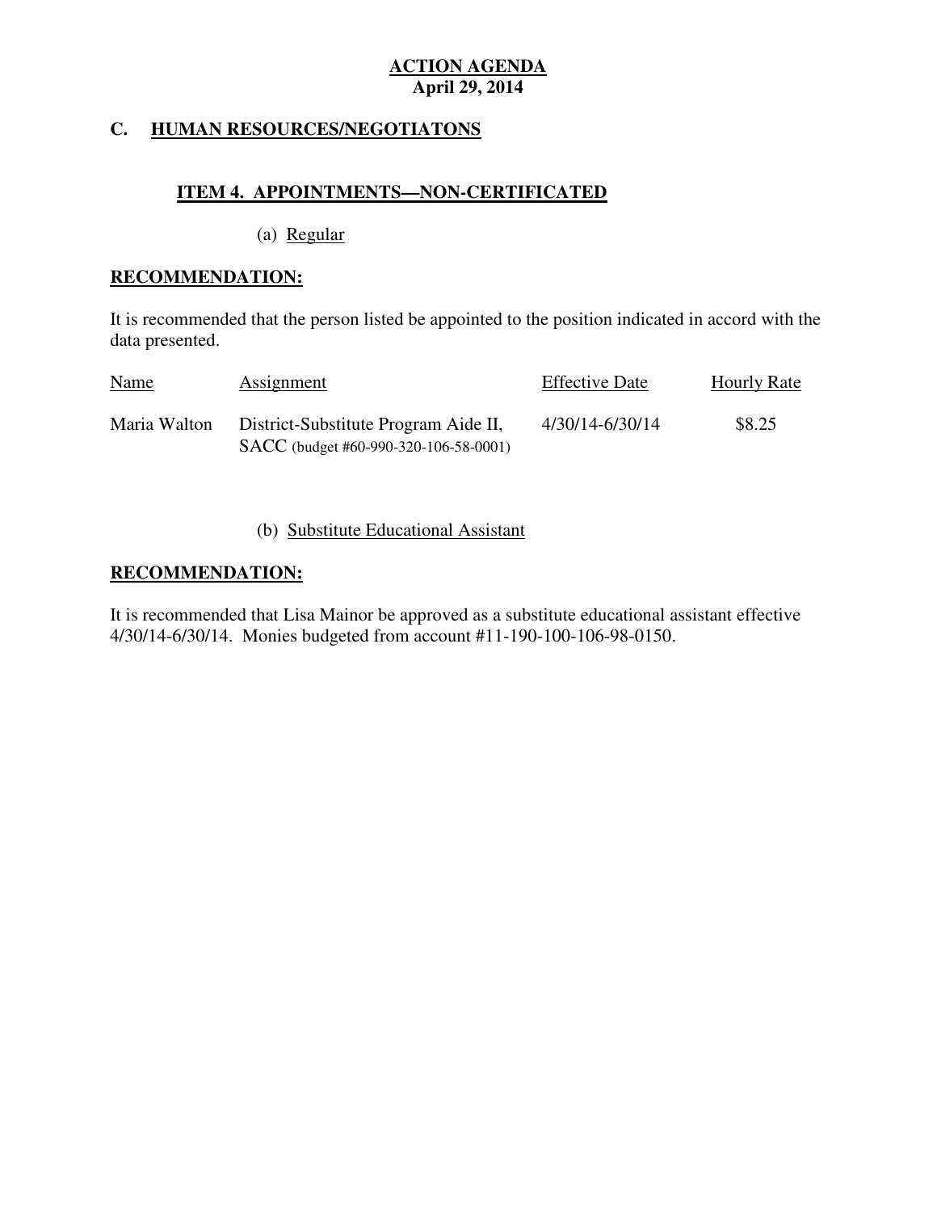**ACTION AGENDA**
**April 29, 2014**

## C. HUMAN RESOURCES/NEGOTIATONS

### ITEM 4. APPOINTMENTS—NON-CERTIFICATED

(a) Regular

**RECOMMENDATION:**

It is recommended that the person listed be appointed to the position indicated in accord with the data presented.

| Name | Assignment | Effective Date | Hourly Rate |
|---|---|---|---|
| Maria Walton | District-Substitute Program Aide II, SACC (budget #60-990-320-106-58-0001) | 4/30/14-6/30/14 | $8.25 |

(b) Substitute Educational Assistant

**RECOMMENDATION:**

It is recommended that Lisa Mainor be approved as a substitute educational assistant effective 4/30/14-6/30/14. Monies budgeted from account #11-190-100-106-98-0150.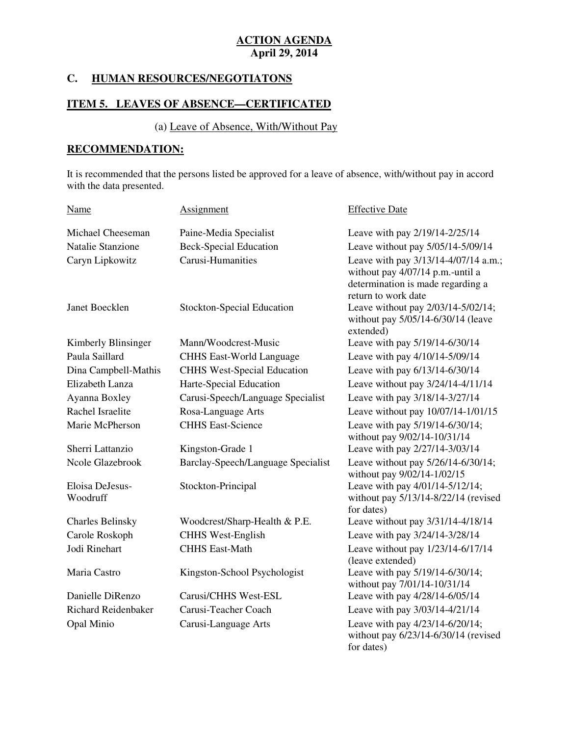**ACTION AGENDA**
**April 29, 2014**

## C. HUMAN RESOURCES/NEGOTIATONS

### ITEM 5. LEAVES OF ABSENCE—CERTIFICATED

(a) Leave of Absence, With/Without Pay

### RECOMMENDATION:

It is recommended that the persons listed be approved for a leave of absence, with/without pay in accord with the data presented.

| Name | Assignment | Effective Date |
|---|---|---|
| Michael Cheeseman | Paine-Media Specialist | Leave with pay 2/19/14-2/25/14 |
| Natalie Stanzione | Beck-Special Education | Leave without pay 5/05/14-5/09/14 |
| Caryn Lipkowitz | Carusi-Humanities | Leave with pay 3/13/14-4/07/14 a.m.; without pay 4/07/14 p.m.-until a determination is made regarding a return to work date |
| Janet Boecklen | Stockton-Special Education | Leave without pay 2/03/14-5/02/14; without pay 5/05/14-6/30/14 (leave extended) |
| Kimberly Blinsinger | Mann/Woodcrest-Music | Leave with pay 5/19/14-6/30/14 |
| Paula Saillard | CHHS East-World Language | Leave with pay 4/10/14-5/09/14 |
| Dina Campbell-Mathis | CHHS West-Special Education | Leave with pay 6/13/14-6/30/14 |
| Elizabeth Lanza | Harte-Special Education | Leave without pay 3/24/14-4/11/14 |
| Ayanna Boxley | Carusi-Speech/Language Specialist | Leave with pay 3/18/14-3/27/14 |
| Rachel Israelite | Rosa-Language Arts | Leave without pay 10/07/14-1/01/15 |
| Marie McPherson | CHHS East-Science | Leave with pay 5/19/14-6/30/14; without pay 9/02/14-10/31/14 |
| Sherri Lattanzio | Kingston-Grade 1 | Leave with pay 2/27/14-3/03/14 |
| Ncole Glazebrook | Barclay-Speech/Language Specialist | Leave without pay 5/26/14-6/30/14; without pay 9/02/14-1/02/15 |
| Eloisa DeJesus-Woodruff | Stockton-Principal | Leave with pay 4/01/14-5/12/14; without pay 5/13/14-8/22/14 (revised for dates) |
| Charles Belinsky | Woodcrest/Sharp-Health & P.E. | Leave without pay 3/31/14-4/18/14 |
| Carole Roskoph | CHHS West-English | Leave with pay 3/24/14-3/28/14 |
| Jodi Rinehart | CHHS East-Math | Leave without pay 1/23/14-6/17/14 (leave extended) |
| Maria Castro | Kingston-School Psychologist | Leave with pay 5/19/14-6/30/14; without pay 7/01/14-10/31/14 |
| Danielle DiRenzo | Carusi/CHHS West-ESL | Leave with pay 4/28/14-6/05/14 |
| Richard Reidenbaker | Carusi-Teacher Coach | Leave with pay 3/03/14-4/21/14 |
| Opal Minio | Carusi-Language Arts | Leave with pay 4/23/14-6/20/14; without pay 6/23/14-6/30/14 (revised for dates) |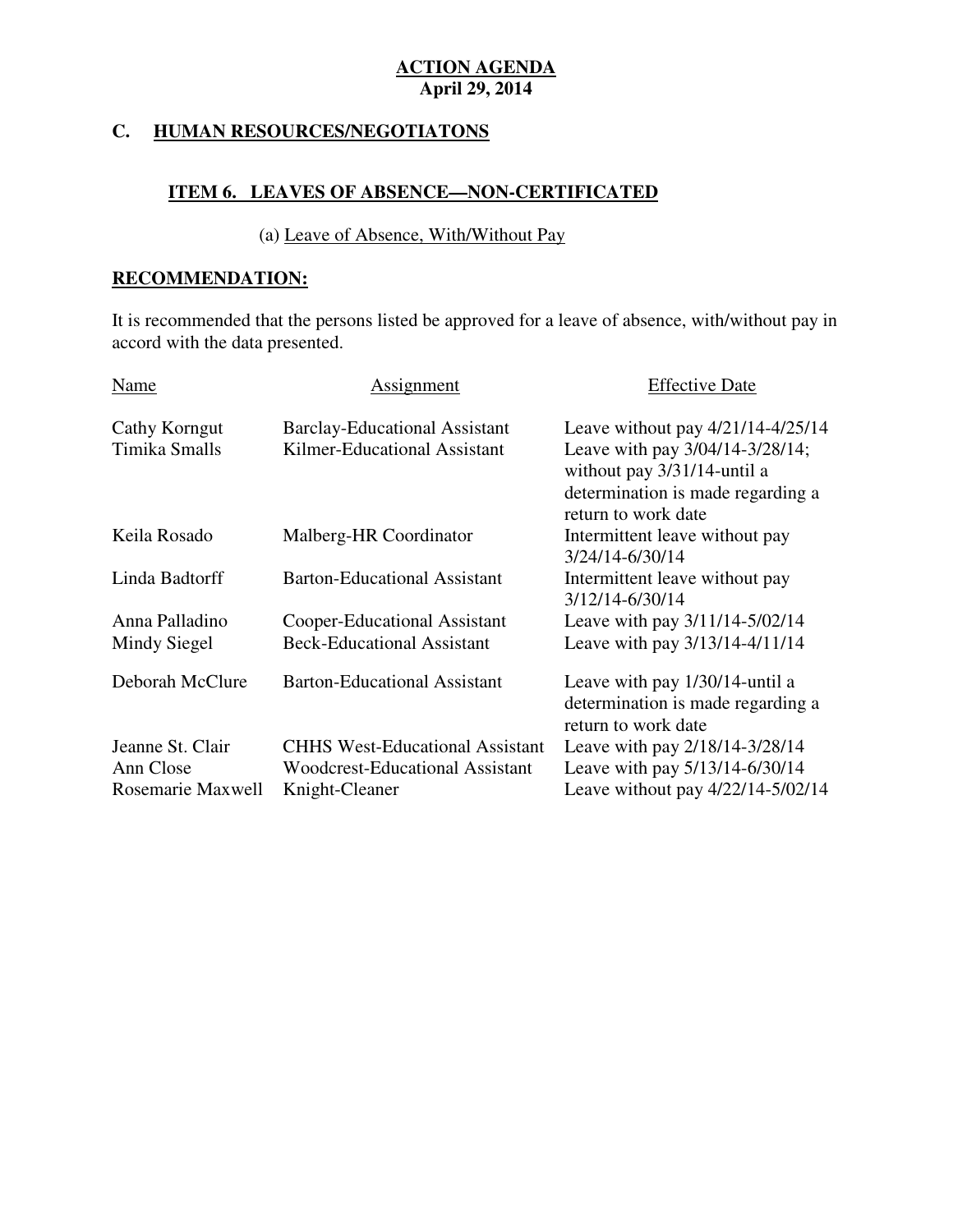**ACTION AGENDA**
**April 29, 2014**

## C. HUMAN RESOURCES/NEGOTIATONS

### ITEM 6. LEAVES OF ABSENCE—NON-CERTIFICATED

(a) Leave of Absence, With/Without Pay

**RECOMMENDATION:**

It is recommended that the persons listed be approved for a leave of absence, with/without pay in accord with the data presented.

| Name | Assignment | Effective Date |
|---|---|---|
| Cathy Korngut | Barclay-Educational Assistant | Leave without pay 4/21/14-4/25/14 |
| Timika Smalls | Kilmer-Educational Assistant | Leave with pay 3/04/14-3/28/14; without pay 3/31/14-until a determination is made regarding a return to work date |
| Keila Rosado | Malberg-HR Coordinator | Intermittent leave without pay 3/24/14-6/30/14 |
| Linda Badtorff | Barton-Educational Assistant | Intermittent leave without pay 3/12/14-6/30/14 |
| Anna Palladino | Cooper-Educational Assistant | Leave with pay 3/11/14-5/02/14 |
| Mindy Siegel | Beck-Educational Assistant | Leave with pay 3/13/14-4/11/14 |
| Deborah McClure | Barton-Educational Assistant | Leave with pay 1/30/14-until a determination is made regarding a return to work date |
| Jeanne St. Clair | CHHS West-Educational Assistant | Leave with pay 2/18/14-3/28/14 |
| Ann Close | Woodcrest-Educational Assistant | Leave with pay 5/13/14-6/30/14 |
| Rosemarie Maxwell | Knight-Cleaner | Leave without pay 4/22/14-5/02/14 |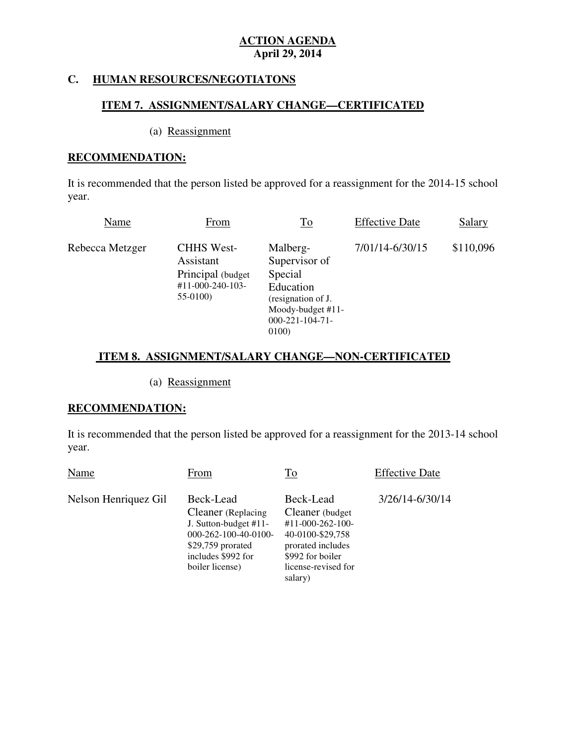# ACTION AGENDA
## April 29, 2014

## C. HUMAN RESOURCES/NEGOTIATONS

### ITEM 7. ASSIGNMENT/SALARY CHANGE—CERTIFICATED

(a) Reassignment

**RECOMMENDATION:**

It is recommended that the person listed be approved for a reassignment for the 2014-15 school year.

| Name | From | To | Effective Date | Salary |
|---|---|---|---|---|
| Rebecca Metzger | CHHS West-Assistant Principal (budget #11-000-240-103-55-0100) | Malberg-Supervisor of Special Education (resignation of J. Moody-budget #11-000-221-104-71-0100) | 7/01/14-6/30/15 | $110,096 |

### ITEM 8. ASSIGNMENT/SALARY CHANGE—NON-CERTIFICATED

(a) Reassignment

**RECOMMENDATION:**

It is recommended that the person listed be approved for a reassignment for the 2013-14 school year.

| Name | From | To | Effective Date |
|---|---|---|---|
| Nelson Henriquez Gil | Beck-Lead Cleaner (Replacing J. Sutton-budget #11-000-262-100-40-0100-$29,759 prorated includes $992 for boiler license) | Beck-Lead Cleaner (budget #11-000-262-100-40-0100-$29,758 prorated includes $992 for boiler license-revised for salary) | 3/26/14-6/30/14 |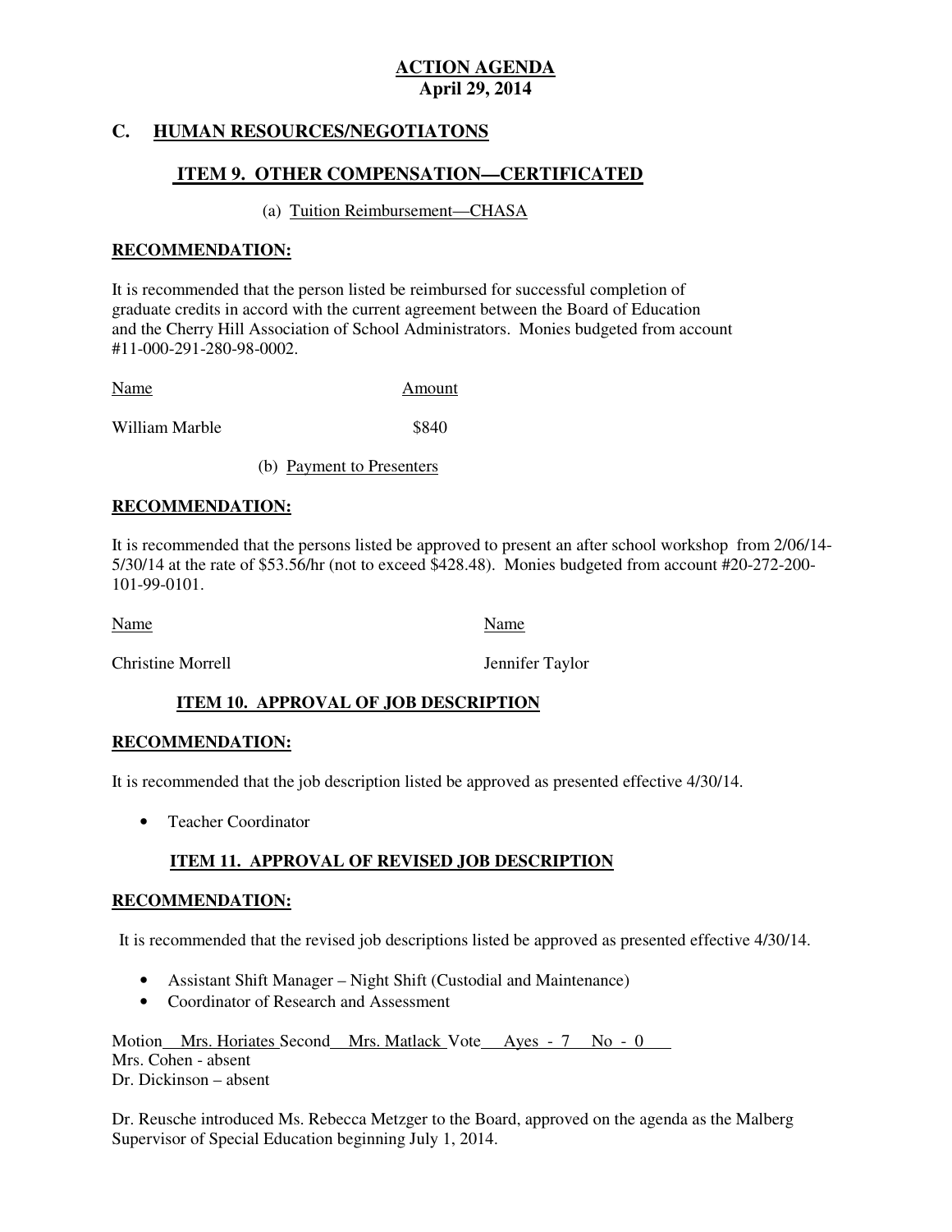**ACTION AGENDA**
**April 29, 2014**

## C. HUMAN RESOURCES/NEGOTIATONS

### ITEM 9. OTHER COMPENSATION—CERTIFICATED

(a) Tuition Reimbursement—CHASA

**RECOMMENDATION:**

It is recommended that the person listed be reimbursed for successful completion of graduate credits in accord with the current agreement between the Board of Education and the Cherry Hill Association of School Administrators. Monies budgeted from account #11-000-291-280-98-0002.

| Name | Amount |
|---|---|
| William Marble | $840 |

(b) Payment to Presenters

**RECOMMENDATION:**

It is recommended that the persons listed be approved to present an after school workshop from 2/06/14-5/30/14 at the rate of $53.56/hr (not to exceed $428.48). Monies budgeted from account #20-272-200-101-99-0101.

| Name | Name |
|---|---|
| Christine Morrell | Jennifer Taylor |

### ITEM 10. APPROVAL OF JOB DESCRIPTION

**RECOMMENDATION:**

It is recommended that the job description listed be approved as presented effective 4/30/14.

- Teacher Coordinator

### ITEM 11. APPROVAL OF REVISED JOB DESCRIPTION

**RECOMMENDATION:**

It is recommended that the revised job descriptions listed be approved as presented effective 4/30/14.

- Assistant Shift Manager – Night Shift (Custodial and Maintenance)
- Coordinator of Research and Assessment

Motion Mrs. Horiates Second Mrs. Matlack Vote Ayes - 7 No - 0
Mrs. Cohen - absent
Dr. Dickinson – absent

Dr. Reusche introduced Ms. Rebecca Metzger to the Board, approved on the agenda as the Malberg Supervisor of Special Education beginning July 1, 2014.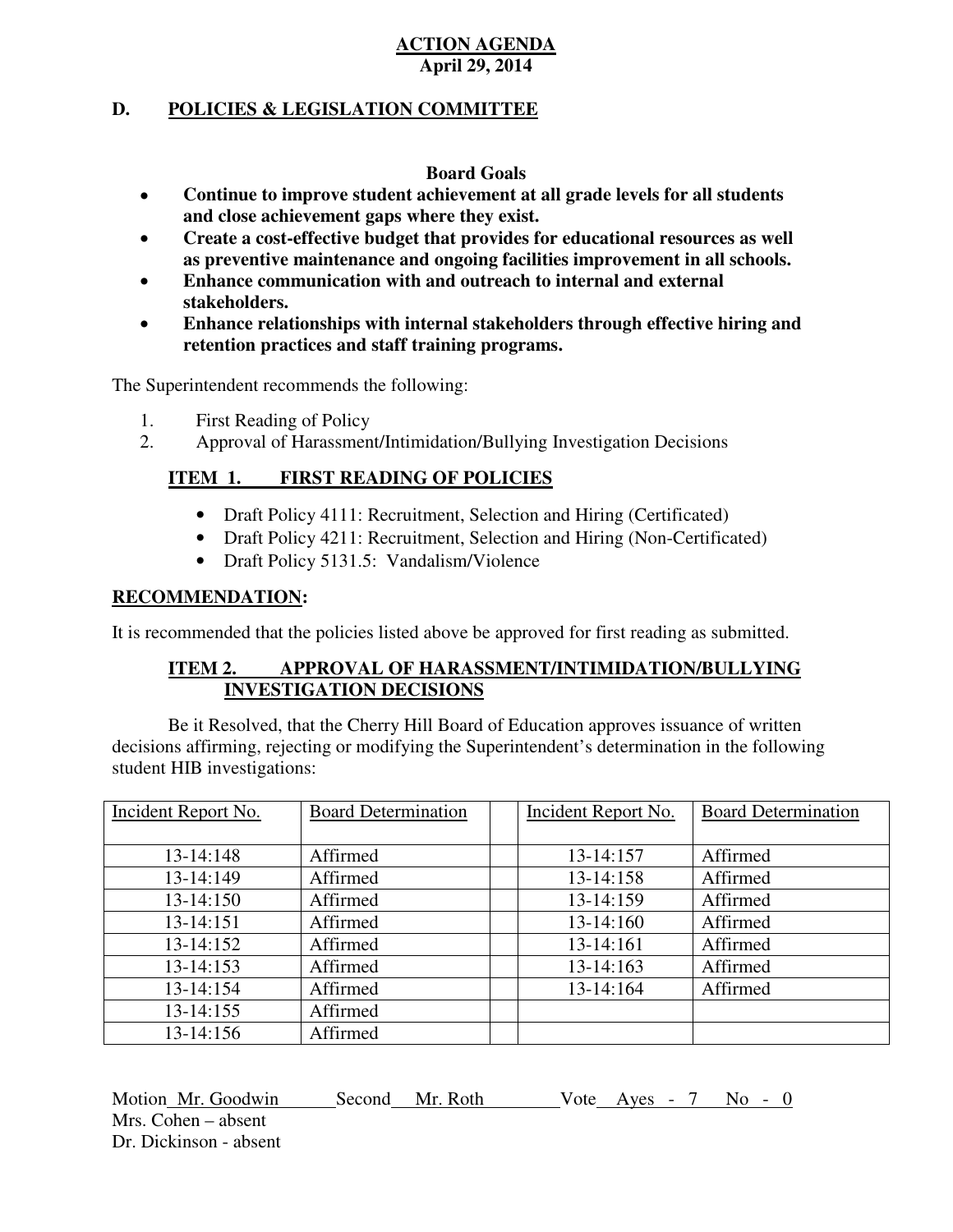**ACTION AGENDA**
**April 29, 2014**

## D. POLICIES & LEGISLATION COMMITTEE

**Board Goals**

- **Continue to improve student achievement at all grade levels for all students and close achievement gaps where they exist.**
- **Create a cost-effective budget that provides for educational resources as well as preventive maintenance and ongoing facilities improvement in all schools.**
- **Enhance communication with and outreach to internal and external stakeholders.**
- **Enhance relationships with internal stakeholders through effective hiring and retention practices and staff training programs.**

The Superintendent recommends the following:

1. First Reading of Policy
2. Approval of Harassment/Intimidation/Bullying Investigation Decisions

### ITEM 1. FIRST READING OF POLICIES

- Draft Policy 4111: Recruitment, Selection and Hiring (Certificated)
- Draft Policy 4211: Recruitment, Selection and Hiring (Non-Certificated)
- Draft Policy 5131.5: Vandalism/Violence

**RECOMMENDATION:**

It is recommended that the policies listed above be approved for first reading as submitted.

### ITEM 2. APPROVAL OF HARASSMENT/INTIMIDATION/BULLYING INVESTIGATION DECISIONS

Be it Resolved, that the Cherry Hill Board of Education approves issuance of written decisions affirming, rejecting or modifying the Superintendent's determination in the following student HIB investigations:

| Incident Report No. | Board Determination | | Incident Report No. | Board Determination |
|---|---|---|---|---|
| 13-14:148 | Affirmed | | 13-14:157 | Affirmed |
| 13-14:149 | Affirmed | | 13-14:158 | Affirmed |
| 13-14:150 | Affirmed | | 13-14:159 | Affirmed |
| 13-14:151 | Affirmed | | 13-14:160 | Affirmed |
| 13-14:152 | Affirmed | | 13-14:161 | Affirmed |
| 13-14:153 | Affirmed | | 13-14:163 | Affirmed |
| 13-14:154 | Affirmed | | 13-14:164 | Affirmed |
| 13-14:155 | Affirmed | | | |
| 13-14:156 | Affirmed | | | |

Motion Mr. Goodwin Second Mr. Roth Vote Ayes - 7 No - 0
Mrs. Cohen – absent
Dr. Dickinson - absent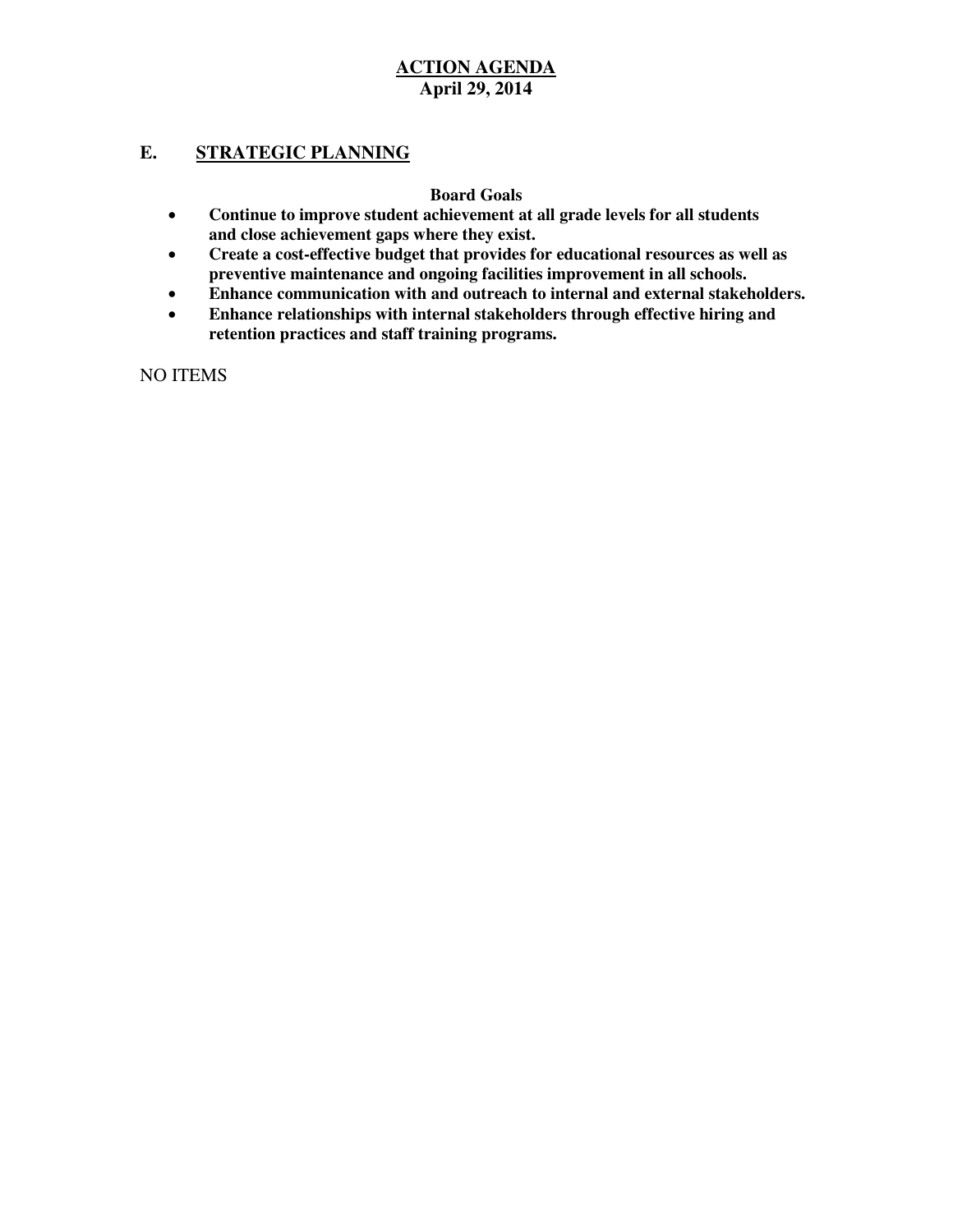**ACTION AGENDA**
**April 29, 2014**

## E. STRATEGIC PLANNING

**Board Goals**

- **Continue to improve student achievement at all grade levels for all students and close achievement gaps where they exist.**
- **Create a cost-effective budget that provides for educational resources as well as preventive maintenance and ongoing facilities improvement in all schools.**
- **Enhance communication with and outreach to internal and external stakeholders.**
- **Enhance relationships with internal stakeholders through effective hiring and retention practices and staff training programs.**

NO ITEMS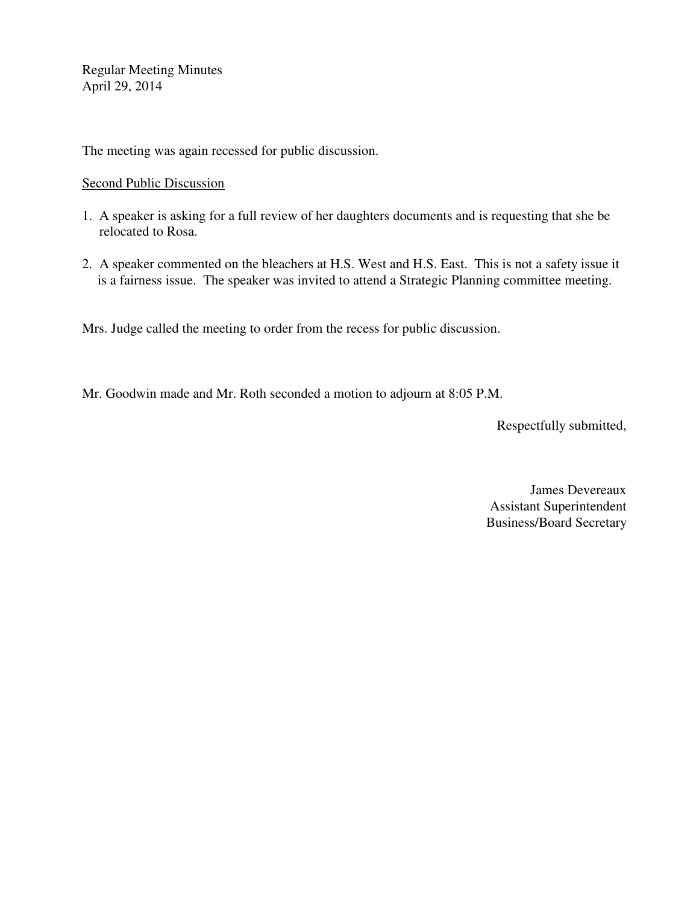The meeting was again recessed for public discussion.

Second Public Discussion

1. A speaker is asking for a full review of her daughters documents and is requesting that she be relocated to Rosa.

2. A speaker commented on the bleachers at H.S. West and H.S. East. This is not a safety issue it is a fairness issue. The speaker was invited to attend a Strategic Planning committee meeting.

Mrs. Judge called the meeting to order from the recess for public discussion.

Mr. Goodwin made and Mr. Roth seconded a motion to adjourn at 8:05 P.M.

Respectfully submitted,

James Devereaux
Assistant Superintendent
Business/Board Secretary